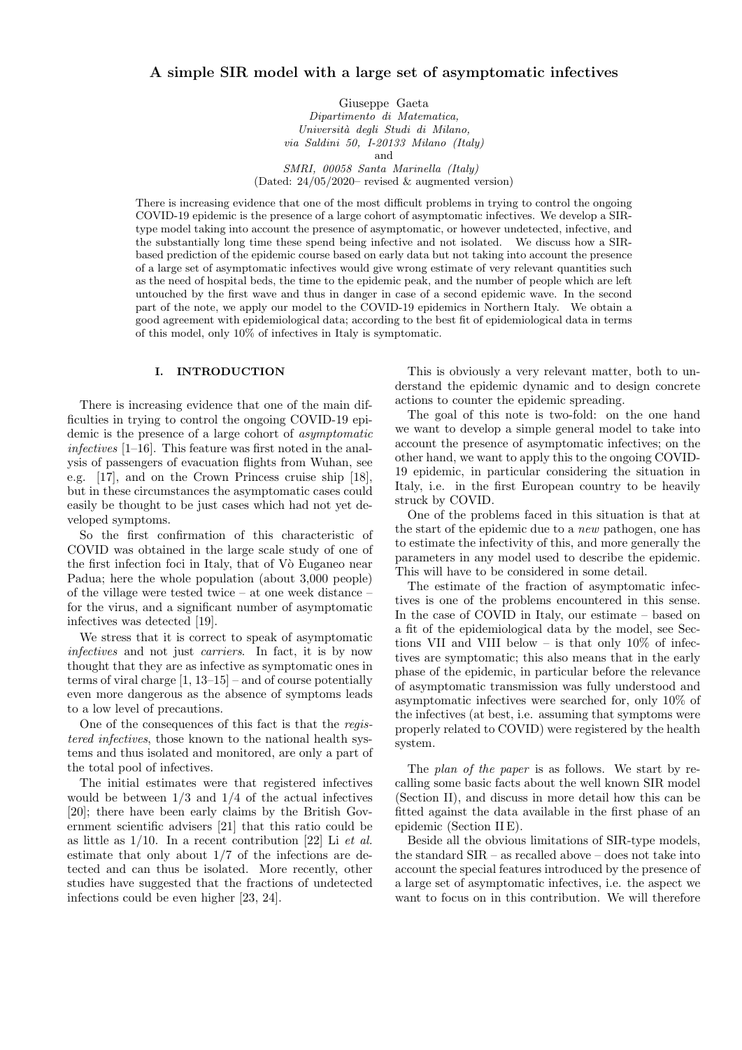# A simple SIR model with a large set of asymptomatic infectives

Giuseppe Gaeta

*Dipartimento di Matematica, Università degli Studi di Milano, via Saldini 50, I-20133 Milano (Italy)*

and

*SMRI, 00058 Santa Marinella (Italy)*

(Dated: 24/05/2020– revised & augmented version)

There is increasing evidence that one of the most difficult problems in trying to control the ongoing COVID-19 epidemic is the presence of a large cohort of asymptomatic infectives. We develop a SIR-type model taking into account the presence of asymptomatic, or however undetected, infective, and the substantially long time these spend being infective and not isolated. We discuss how a SIR-based prediction of the epidemic course based on early data but not taking into account the presence of a large set of asymptomatic infectives would give wrong estimate of very relevant quantities such as the need of hospital beds, the time to the epidemic peak, and the number of people which are left untouched by the first wave and thus in danger in case of a second epidemic wave. In the second part of the note, we apply our model to the COVID-19 epidemics in Northern Italy. We obtain a good agreement with epidemiological data; according to the best fit of epidemiological data in terms of this model, only 10% of infectives in Italy is symptomatic.

## I. INTRODUCTION

There is increasing evidence that one of the main difficulties in trying to control the ongoing COVID-19 epidemic is the presence of a large cohort of *asymptomatic infectives* [1–16]. This feature was first noted in the analysis of passengers of evacuation flights from Wuhan, see e.g. [17], and on the Crown Princess cruise ship [18], but in these circumstances the asymptomatic cases could easily be thought to be just cases which had not yet developed symptoms.

So the first confirmation of this characteristic of COVID was obtained in the large scale study of one of the first infection foci in Italy, that of Vò Euganeo near Padua; here the whole population (about 3,000 people) of the village were tested twice – at one week distance – for the virus, and a significant number of asymptomatic infectives was detected [19].

We stress that it is correct to speak of asymptomatic *infectives* and not just *carriers*. In fact, it is by now thought that they are as infective as symptomatic ones in terms of viral charge [1, 13–15] – and of course potentially even more dangerous as the absence of symptoms leads to a low level of precautions.

One of the consequences of this fact is that the *registered infectives*, those known to the national health systems and thus isolated and monitored, are only a part of the total pool of infectives.

The initial estimates were that registered infectives would be between 1/3 and 1/4 of the actual infectives [20]; there have been early claims by the British Government scientific advisers [21] that this ratio could be as little as 1/10. In a recent contribution [22] Li *et al.* estimate that only about 1/7 of the infections are detected and can thus be isolated. More recently, other studies have suggested that the fractions of undetected infections could be even higher [23, 24].

This is obviously a very relevant matter, both to understand the epidemic dynamic and to design concrete actions to counter the epidemic spreading.

The goal of this note is two-fold: on the one hand we want to develop a simple general model to take into account the presence of asymptomatic infectives; on the other hand, we want to apply this to the ongoing COVID-19 epidemic, in particular considering the situation in Italy, i.e. in the first European country to be heavily struck by COVID.

One of the problems faced in this situation is that at the start of the epidemic due to a *new* pathogen, one has to estimate the infectivity of this, and more generally the parameters in any model used to describe the epidemic. This will have to be considered in some detail.

The estimate of the fraction of asymptomatic infectives is one of the problems encountered in this sense. In the case of COVID in Italy, our estimate – based on a fit of the epidemiological data by the model, see Sections VII and VIII below – is that only 10% of infectives are symptomatic; this also means that in the early phase of the epidemic, in particular before the relevance of asymptomatic transmission was fully understood and asymptomatic infectives were searched for, only 10% of the infectives (at best, i.e. assuming that symptoms were properly related to COVID) were registered by the health system.

The *plan of the paper* is as follows. We start by recalling some basic facts about the well known SIR model (Section II), and discuss in more detail how this can be fitted against the data available in the first phase of an epidemic (Section II E).

Beside all the obvious limitations of SIR-type models, the standard SIR – as recalled above – does not take into account the special features introduced by the presence of a large set of asymptomatic infectives, i.e. the aspect we want to focus on in this contribution. We will therefore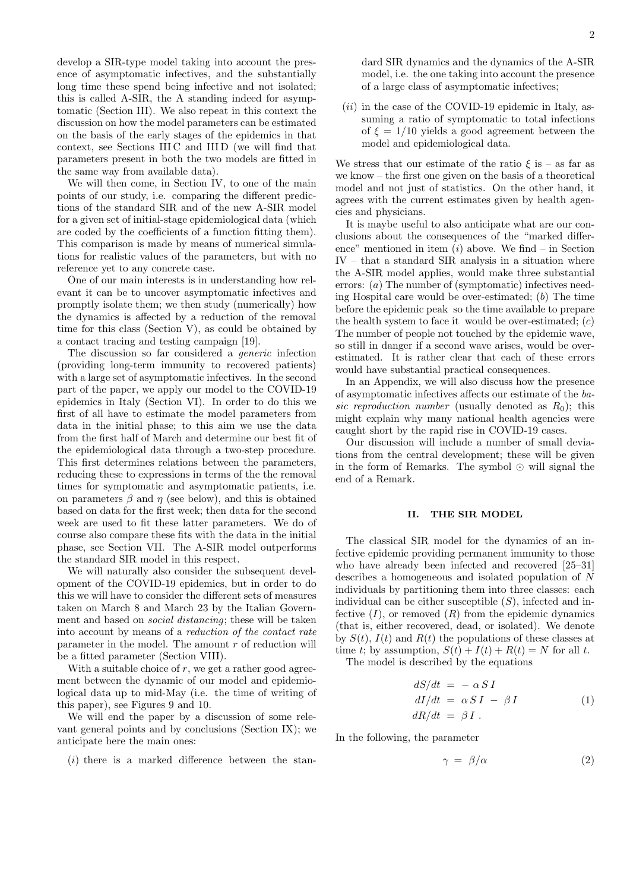develop a SIR-type model taking into account the presence of asymptomatic infectives, and the substantially long time these spend being infective and not isolated; this is called A-SIR, the A standing indeed for asymptomatic (Section III). We also repeat in this context the discussion on how the model parameters can be estimated on the basis of the early stages of the epidemics in that context, see Sections III C and III D (we will find that parameters present in both the two models are fitted in the same way from available data).

We will then come, in Section IV, to one of the main points of our study, i.e. comparing the different predictions of the standard SIR and of the new A-SIR model for a given set of initial-stage epidemiological data (which are coded by the coefficients of a function fitting them). This comparison is made by means of numerical simulations for realistic values of the parameters, but with no reference yet to any concrete case.

One of our main interests is in understanding how relevant it can be to uncover asymptomatic infectives and promptly isolate them; we then study (numerically) how the dynamics is affected by a reduction of the removal time for this class (Section V), as could be obtained by a contact tracing and testing campaign [19].

The discussion so far considered a *generic* infection (providing long-term immunity to recovered patients) with a large set of asymptomatic infectives. In the second part of the paper, we apply our model to the COVID-19 epidemics in Italy (Section VI). In order to do this we first of all have to estimate the model parameters from data in the initial phase; to this aim we use the data from the first half of March and determine our best fit of the epidemiological data through a two-step procedure. This first determines relations between the parameters, reducing these to expressions in terms of the the removal times for symptomatic and asymptomatic patients, i.e. on parameters $\beta$ and $\eta$ (see below), and this is obtained based on data for the first week; then data for the second week are used to fit these latter parameters. We do of course also compare these fits with the data in the initial phase, see Section VII. The A-SIR model outperforms the standard SIR model in this respect.

We will naturally also consider the subsequent development of the COVID-19 epidemics, but in order to do this we will have to consider the different sets of measures taken on March 8 and March 23 by the Italian Government and based on *social distancing*; these will be taken into account by means of a *reduction of the contact rate* parameter in the model. The amount $r$ of reduction will be a fitted parameter (Section VIII).

With a suitable choice of $r$, we get a rather good agreement between the dynamic of our model and epidemiological data up to mid-May (i.e. the time of writing of this paper), see Figures 9 and 10.

We will end the paper by a discussion of some relevant general points and by conclusions (Section IX); we anticipate here the main ones:

($i$) there is a marked difference between the standard SIR dynamics and the dynamics of the A-SIR model, i.e. the one taking into account the presence of a large class of asymptomatic infectives;

($ii$) in the case of the COVID-19 epidemic in Italy, assuming a ratio of symptomatic to total infections of $\xi = 1/10$ yields a good agreement between the model and epidemiological data.

We stress that our estimate of the ratio $\xi$ is – as far as we know – the first one given on the basis of a theoretical model and not just of statistics. On the other hand, it agrees with the current estimates given by health agencies and physicians.

It is maybe useful to also anticipate what are our conclusions about the consequences of the "marked difference" mentioned in item ($i$) above. We find – in Section IV – that a standard SIR analysis in a situation where the A-SIR model applies, would make three substantial errors: ($a$) The number of (symptomatic) infectives needing Hospital care would be over-estimated; ($b$) The time before the epidemic peak so the time available to prepare the health system to face it would be over-estimated; ($c$) The number of people not touched by the epidemic wave, so still in danger if a second wave arises, would be over-estimated. It is rather clear that each of these errors would have substantial practical consequences.

In an Appendix, we will also discuss how the presence of asymptomatic infectives affects our estimate of the *basic reproduction number* (usually denoted as $R_0$); this might explain why many national health agencies were caught short by the rapid rise in COVID-19 cases.

Our discussion will include a number of small deviations from the central development; these will be given in the form of Remarks. The symbol $\odot$ will signal the end of a Remark.

## II. THE SIR MODEL

The classical SIR model for the dynamics of an infective epidemic providing permanent immunity to those who have already been infected and recovered [25–31] describes a homogeneous and isolated population of $N$ individuals by partitioning them into three classes: each individual can be either susceptible ($S$), infected and infective ($I$), or removed ($R$) from the epidemic dynamics (that is, either recovered, dead, or isolated). We denote by $S(t)$, $I(t)$ and $R(t)$ the populations of these classes at time $t$; by assumption, $S(t) + I(t) + R(t) = N$ for all $t$.

The model is described by the equations

$$
\begin{aligned}
dS/dt &= - \alpha S I \\
dI/dt &= \alpha S I - \beta I \\
dR/dt &= \beta I .
\end{aligned}
\tag{1}
$$

In the following, the parameter

$$
\gamma = \beta/\alpha \tag{2}
$$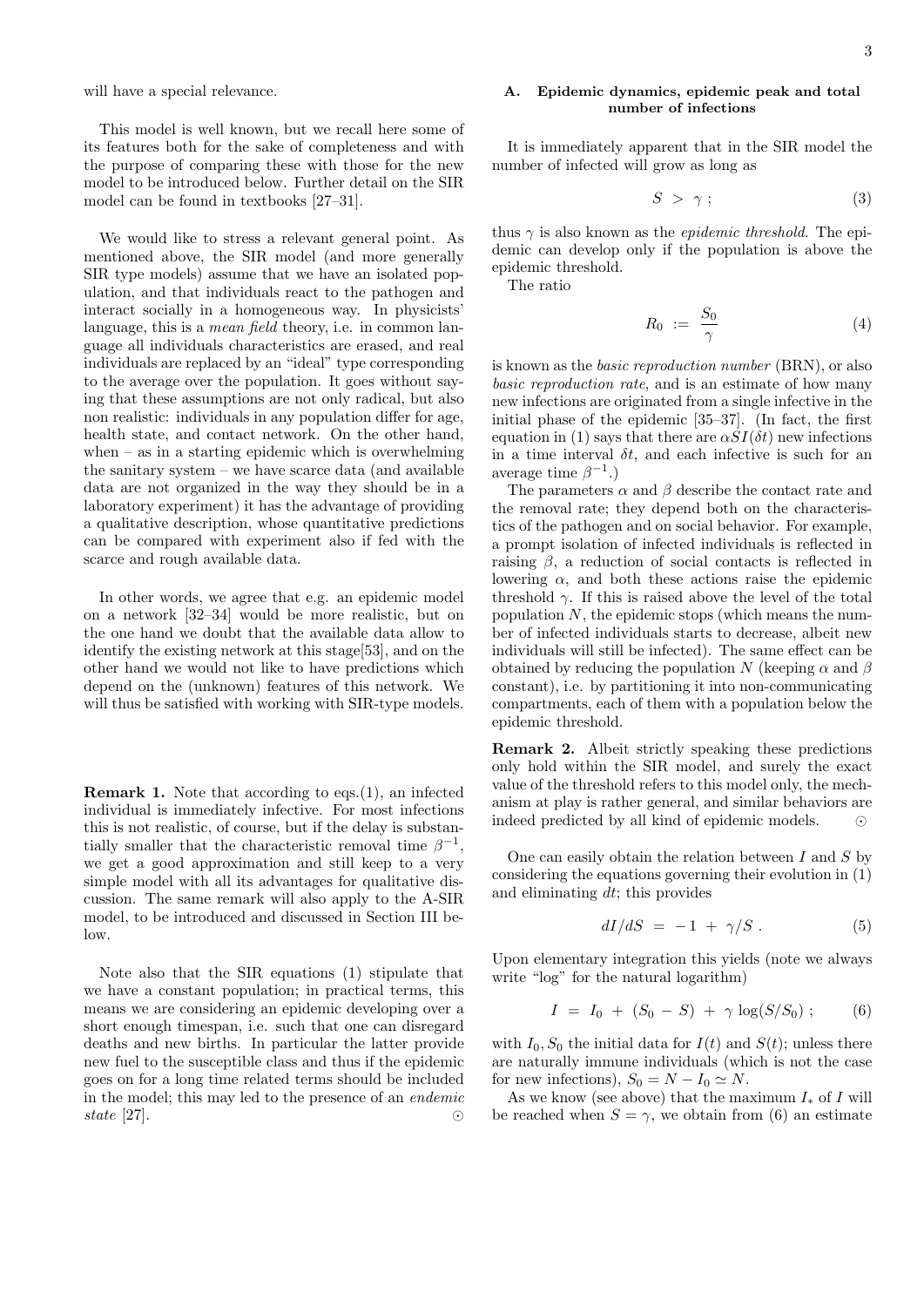will have a special relevance.

This model is well known, but we recall here some of its features both for the sake of completeness and with the purpose of comparing these with those for the new model to be introduced below. Further detail on the SIR model can be found in textbooks [27–31].

We would like to stress a relevant general point. As mentioned above, the SIR model (and more generally SIR type models) assume that we have an isolated population, and that individuals react to the pathogen and interact socially in a homogeneous way. In physicists' language, this is a *mean field* theory, i.e. in common language all individuals characteristics are erased, and real individuals are replaced by an "ideal" type corresponding to the average over the population. It goes without saying that these assumptions are not only radical, but also non realistic: individuals in any population differ for age, health state, and contact network. On the other hand, when – as in a starting epidemic which is overwhelming the sanitary system – we have scarce data (and available data are not organized in the way they should be in a laboratory experiment) it has the advantage of providing a qualitative description, whose quantitative predictions can be compared with experiment also if fed with the scarce and rough available data.

In other words, we agree that e.g. an epidemic model on a network [32–34] would be more realistic, but on the one hand we doubt that the available data allow to identify the existing network at this stage[53], and on the other hand we would not like to have predictions which depend on the (unknown) features of this network. We will thus be satisfied with working with SIR-type models.

**Remark 1.** Note that according to eqs.(1), an infected individual is immediately infective. For most infections this is not realistic, of course, but if the delay is substantially smaller that the characteristic removal time $\beta^{-1}$, we get a good approximation and still keep to a very simple model with all its advantages for qualitative discussion. The same remark will also apply to the A-SIR model, to be introduced and discussed in Section III below.

Note also that the SIR equations (1) stipulate that we have a constant population; in practical terms, this means we are considering an epidemic developing over a short enough timespan, i.e. such that one can disregard deaths and new births. In particular the latter provide new fuel to the susceptible class and thus if the epidemic goes on for a long time related terms should be included in the model; this may led to the presence of an *endemic state* [27]. $\odot$

### A. Epidemic dynamics, epidemic peak and total number of infections

It is immediately apparent that in the SIR model the number of infected will grow as long as

$$S \ > \ \gamma \ ; \tag{3}$$

thus $\gamma$ is also known as the *epidemic threshold*. The epidemic can develop only if the population is above the epidemic threshold.

The ratio

$$R_0 \ := \ \frac{S_0}{\gamma} \tag{4}$$

is known as the *basic reproduction number* (BRN), or also *basic reproduction rate*, and is an estimate of how many new infections are originated from a single infective in the initial phase of the epidemic [35–37]. (In fact, the first equation in (1) says that there are $\alpha SI(\delta t)$ new infections in a time interval $\delta t$, and each infective is such for an average time $\beta^{-1}$.)

The parameters $\alpha$ and $\beta$ describe the contact rate and the removal rate; they depend both on the characteristics of the pathogen and on social behavior. For example, a prompt isolation of infected individuals is reflected in raising $\beta$, a reduction of social contacts is reflected in lowering $\alpha$, and both these actions raise the epidemic threshold $\gamma$. If this is raised above the level of the total population $N$, the epidemic stops (which means the number of infected individuals starts to decrease, albeit new individuals will still be infected). The same effect can be obtained by reducing the population $N$ (keeping $\alpha$ and $\beta$ constant), i.e. by partitioning it into non-communicating compartments, each of them with a population below the epidemic threshold.

**Remark 2.** Albeit strictly speaking these predictions only hold within the SIR model, and surely the exact value of the threshold refers to this model only, the mechanism at play is rather general, and similar behaviors are indeed predicted by all kind of epidemic models. $\odot$

One can easily obtain the relation between $I$ and $S$ by considering the equations governing their evolution in (1) and eliminating $dt$; this provides

$$dI/dS \ = \ -1 \ + \ \gamma/S \ . \tag{5}$$

Upon elementary integration this yields (note we always write "log" for the natural logarithm)

$$I \ = \ I_0 \ + \ (S_0 \ - \ S) \ + \ \gamma \log(S/S_0) \ ; \tag{6}$$

with $I_0, S_0$ the initial data for $I(t)$ and $S(t)$; unless there are naturally immune individuals (which is not the case for new infections), $S_0 = N - I_0 \simeq N$.

As we know (see above) that the maximum $I_*$ of $I$ will be reached when $S = \gamma$, we obtain from (6) an estimate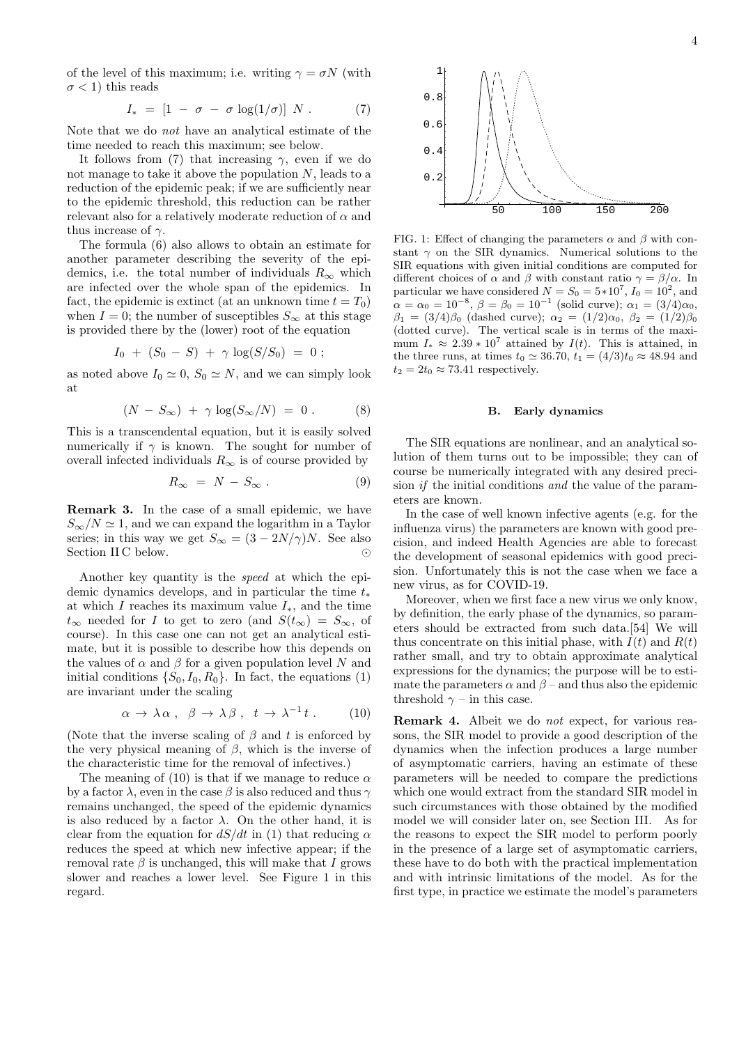of the level of this maximum; i.e. writing $\gamma = \sigma N$ (with $\sigma < 1$) this reads

$$I_* = [1 - \sigma - \sigma \log(1/\sigma)] N . \quad (7)$$

Note that we do *not* have an analytical estimate of the time needed to reach this maximum; see below.

It follows from (7) that increasing $\gamma$, even if we do not manage to take it above the population $N$, leads to a reduction of the epidemic peak; if we are sufficiently near to the epidemic threshold, this reduction can be rather relevant also for a relatively moderate reduction of $\alpha$ and thus increase of $\gamma$.

The formula (6) also allows to obtain an estimate for another parameter describing the severity of the epidemics, i.e. the total number of individuals $R_\infty$ which are infected over the whole span of the epidemics. In fact, the epidemic is extinct (at an unknown time $t = T_0$) when $I = 0$; the number of susceptibles $S_\infty$ at this stage is provided there by the (lower) root of the equation

$$I_0 + (S_0 - S) + \gamma \log(S/S_0) = 0 ;$$

as noted above $I_0 \simeq 0$, $S_0 \simeq N$, and we can simply look at

$$(N - S_\infty) + \gamma \log(S_\infty/N) = 0 . \quad (8)$$

This is a transcendental equation, but it is easily solved numerically if $\gamma$ is known. The sought for number of overall infected individuals $R_\infty$ is of course provided by

$$R_\infty = N - S_\infty . \quad (9)$$

**Remark 3.** In the case of a small epidemic, we have $S_\infty/N \simeq 1$, and we can expand the logarithm in a Taylor series; in this way we get $S_\infty = (3 - 2N/\gamma)N$. See also Section II C below. ⊙

Another key quantity is the *speed* at which the epidemic dynamics develops, and in particular the time $t_*$ at which $I$ reaches its maximum value $I_*$, and the time $t_\infty$ needed for $I$ to get to zero (and $S(t_\infty) = S_\infty$, of course). In this case one can not get an analytical estimate, but it is possible to describe how this depends on the values of $\alpha$ and $\beta$ for a given population level $N$ and initial conditions $\{S_0, I_0, R_0\}$. In fact, the equations (1) are invariant under the scaling

$$\alpha \to \lambda \alpha , \quad \beta \to \lambda \beta , \quad t \to \lambda^{-1} t . \quad (10)$$

(Note that the inverse scaling of $\beta$ and $t$ is enforced by the very physical meaning of $\beta$, which is the inverse of the characteristic time for the removal of infectives.)

The meaning of (10) is that if we manage to reduce $\alpha$ by a factor $\lambda$, even in the case $\beta$ is also reduced and thus $\gamma$ remains unchanged, the speed of the epidemic dynamics is also reduced by a factor $\lambda$. On the other hand, it is clear from the equation for $dS/dt$ in (1) that reducing $\alpha$ reduces the speed at which new infective appear; if the removal rate $\beta$ is unchanged, this will make that $I$ grows slower and reaches a lower level. See Figure 1 in this regard.

FIG. 1: Effect of changing the parameters $\alpha$ and $\beta$ with constant $\gamma$ on the SIR dynamics. Numerical solutions to the SIR equations with given initial conditions are computed for different choices of $\alpha$ and $\beta$ with constant ratio $\gamma = \beta/\alpha$. In particular we have considered $N = S_0 = 5*10^7$, $I_0 = 10^2$, and $\alpha = \alpha_0 = 10^{-8}$, $\beta = \beta_0 = 10^{-1}$ (solid curve); $\alpha_1 = (3/4)\alpha_0$, $\beta_1 = (3/4)\beta_0$ (dashed curve); $\alpha_2 = (1/2)\alpha_0$, $\beta_2 = (1/2)\beta_0$ (dotted curve). The vertical scale is in terms of the maximum $I_* \approx 2.39 * 10^7$ attained by $I(t)$. This is attained, in the three runs, at times $t_0 \simeq 36.70$, $t_1 = (4/3)t_0 \approx 48.94$ and $t_2 = 2t_0 \approx 73.41$ respectively.

### B. Early dynamics

The SIR equations are nonlinear, and an analytical solution of them turns out to be impossible; they can of course be numerically integrated with any desired precision *if* the initial conditions *and* the value of the parameters are known.

In the case of well known infective agents (e.g. for the influenza virus) the parameters are known with good precision, and indeed Health Agencies are able to forecast the development of seasonal epidemics with good precision. Unfortunately this is not the case when we face a new virus, as for COVID-19.

Moreover, when we first face a new virus we only know, by definition, the early phase of the dynamics, so parameters should be extracted from such data.[54] We will thus concentrate on this initial phase, with $I(t)$ and $R(t)$ rather small, and try to obtain approximate analytical expressions for the dynamics; the purpose will be to estimate the parameters $\alpha$ and $\beta$ – and thus also the epidemic threshold $\gamma$ – in this case.

**Remark 4.** Albeit we do *not* expect, for various reasons, the SIR model to provide a good description of the dynamics when the infection produces a large number of asymptomatic carriers, having an estimate of these parameters will be needed to compare the predictions which one would extract from the standard SIR model in such circumstances with those obtained by the modified model we will consider later on, see Section III. As for the reasons to expect the SIR model to perform poorly in the presence of a large set of asymptomatic carriers, these have to do both with the practical implementation and with intrinsic limitations of the model. As for the first type, in practice we estimate the model's parameters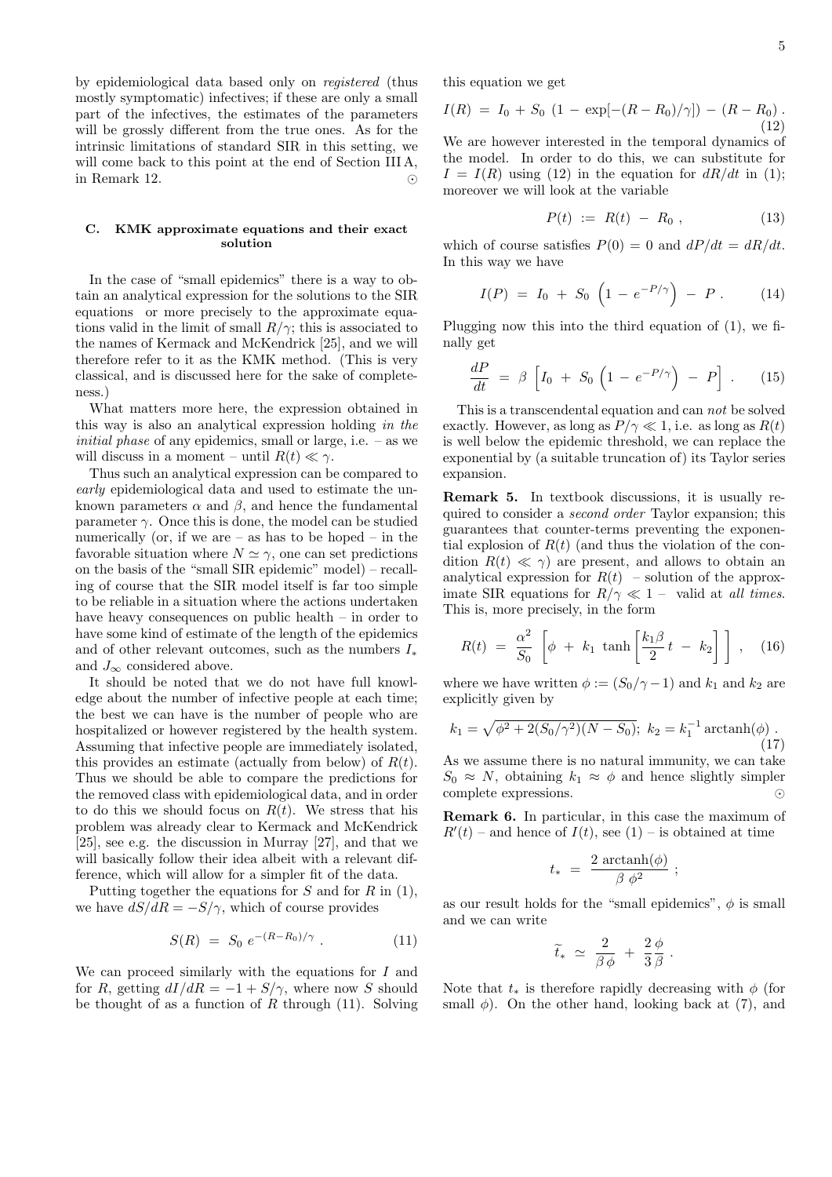by epidemiological data based only on *registered* (thus mostly symptomatic) infectives; if these are only a small part of the infectives, the estimates of the parameters will be grossly different from the true ones. As for the intrinsic limitations of standard SIR in this setting, we will come back to this point at the end of Section III A, in Remark 12. ⊙

### C. KMK approximate equations and their exact solution

In the case of "small epidemics" there is a way to obtain an analytical expression for the solutions to the SIR equations  or more precisely to the approximate equations valid in the limit of small $R/\gamma$; this is associated to the names of Kermack and McKendrick [25], and we will therefore refer to it as the KMK method. (This is very classical, and is discussed here for the sake of completeness.)

What matters more here, the expression obtained in this way is also an analytical expression holding *in the initial phase* of any epidemics, small or large, i.e. – as we will discuss in a moment – until $R(t) \ll \gamma$.

Thus such an analytical expression can be compared to *early* epidemiological data and used to estimate the unknown parameters $\alpha$ and $\beta$, and hence the fundamental parameter $\gamma$. Once this is done, the model can be studied numerically (or, if we are – as has to be hoped – in the favorable situation where $N \simeq \gamma$, one can set predictions on the basis of the "small SIR epidemic" model) – recalling of course that the SIR model itself is far too simple to be reliable in a situation where the actions undertaken have heavy consequences on public health – in order to have some kind of estimate of the length of the epidemics and of other relevant outcomes, such as the numbers $I_*$ and $J_\infty$ considered above.

It should be noted that we do not have full knowledge about the number of infective people at each time; the best we can have is the number of people who are hospitalized or however registered by the health system. Assuming that infective people are immediately isolated, this provides an estimate (actually from below) of $R(t)$. Thus we should be able to compare the predictions for the removed class with epidemiological data, and in order to do this we should focus on $R(t)$. We stress that his problem was already clear to Kermack and McKendrick [25], see e.g. the discussion in Murray [27], and that we will basically follow their idea albeit with a relevant difference, which will allow for a simpler fit of the data.

Putting together the equations for $S$ and for $R$ in (1), we have $dS/dR = -S/\gamma$, which of course provides

$$S(R) \ = \ S_0 \ e^{-(R-R_0)/\gamma} \ . \tag{11}$$

We can proceed similarly with the equations for $I$ and for $R$, getting $dI/dR = -1 + S/\gamma$, where now $S$ should be thought of as a function of $R$ through (11). Solving this equation we get

$$I(R) \ = \ I_0 + S_0 \ (1 - \exp[-(R-R_0)/\gamma]) - (R - R_0) \ . \tag{12}$$

We are however interested in the temporal dynamics of the model. In order to do this, we can substitute for $I = I(R)$ using (12) in the equation for $dR/dt$ in (1); moreover we will look at the variable

$$P(t) \ := \ R(t) \ - \ R_0 \ , \tag{13}$$

which of course satisfies $P(0) = 0$ and $dP/dt = dR/dt$. In this way we have

$$I(P) \ = \ I_0 \ + \ S_0 \ \left(1 - e^{-P/\gamma}\right) \ - \ P \ . \tag{14}$$

Plugging now this into the third equation of (1), we finally get

$$\frac{dP}{dt} \ = \ \beta \ \left[ I_0 \ + \ S_0 \ \left(1 - e^{-P/\gamma}\right) \ - \ P \right] \ . \tag{15}$$

This is a transcendental equation and can *not* be solved exactly. However, as long as $P/\gamma \ll 1$, i.e. as long as $R(t)$ is well below the epidemic threshold, we can replace the exponential by (a suitable truncation of) its Taylor series expansion.

**Remark 5.** In textbook discussions, it is usually required to consider a *second order* Taylor expansion; this guarantees that counter-terms preventing the exponential explosion of $R(t)$ (and thus the violation of the condition $R(t) \ll \gamma$) are present, and allows to obtain an analytical expression for $R(t)$ – solution of the approximate SIR equations for $R/\gamma \ll 1$ – valid at *all times*. This is, more precisely, in the form

$$R(t) \ = \ \frac{\alpha^2}{S_0} \ \left[ \phi \ + \ k_1 \ \tanh\left[ \frac{k_1 \beta}{2} \, t \ - \ k_2 \right] \right] \ , \tag{16}$$

where we have written $\phi := (S_0/\gamma - 1)$ and $k_1$ and $k_2$ are explicitly given by

$$k_1 = \sqrt{\phi^2 + 2(S_0/\gamma^2)(N - S_0)}; \ k_2 = k_1^{-1} \operatorname{arctanh}(\phi) \ . \tag{17}$$

As we assume there is no natural immunity, we can take $S_0 \approx N$, obtaining $k_1 \approx \phi$ and hence slightly simpler complete expressions. ⊙

**Remark 6.** In particular, in this case the maximum of $R'(t)$ – and hence of $I(t)$, see (1) – is obtained at time

$$t_* \ = \ \frac{2 \ \operatorname{arctanh}(\phi)}{\beta \ \phi^2} \ ;$$

as our result holds for the "small epidemics", $\phi$ is small and we can write

$$\widetilde{t}_* \ \simeq \ \frac{2}{\beta \, \phi} \ + \ \frac{2}{3} \frac{\phi}{\beta} \ .$$

Note that $t_*$ is therefore rapidly decreasing with $\phi$ (for small $\phi$). On the other hand, looking back at (7), and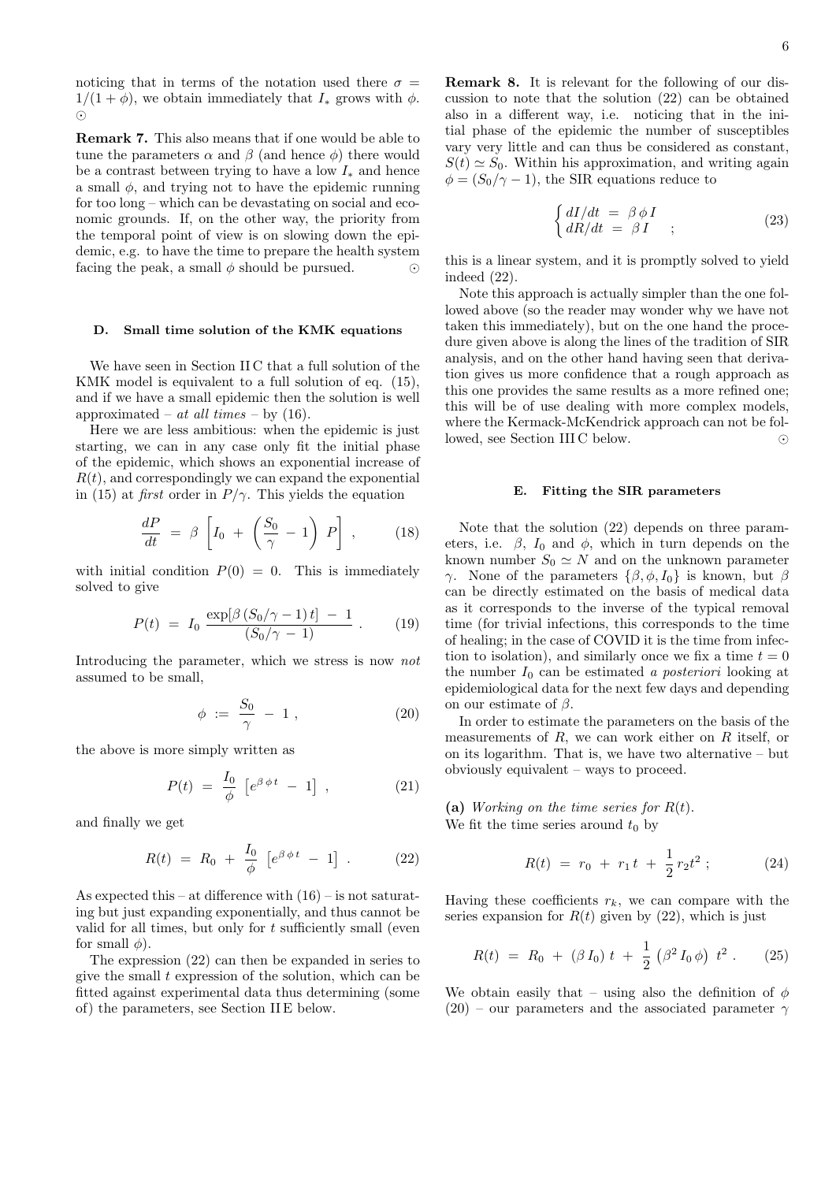noticing that in terms of the notation used there $\sigma = 1/(1+\phi)$, we obtain immediately that $I_*$ grows with $\phi$. ⊙

**Remark 7.** This also means that if one would be able to tune the parameters $\alpha$ and $\beta$ (and hence $\phi$) there would be a contrast between trying to have a low $I_*$ and hence a small $\phi$, and trying not to have the epidemic running for too long – which can be devastating on social and economic grounds. If, on the other way, the priority from the temporal point of view is on slowing down the epidemic, e.g. to have the time to prepare the health system facing the peak, a small $\phi$ should be pursued. ⊙

### D. Small time solution of the KMK equations

We have seen in Section II C that a full solution of the KMK model is equivalent to a full solution of eq. (15), and if we have a small epidemic then the solution is well approximated – *at all times* – by (16).

Here we are less ambitious: when the epidemic is just starting, we can in any case only fit the initial phase of the epidemic, which shows an exponential increase of $R(t)$, and correspondingly we can expand the exponential in (15) at *first* order in $P/\gamma$. This yields the equation

$$\frac{dP}{dt} \ = \ \beta \left[ I_0 \ + \ \left( \frac{S_0}{\gamma} \ - \ 1 \right) \ P \right] \ , \qquad (18)$$

with initial condition $P(0) = 0$. This is immediately solved to give

$$P(t) \ = \ I_0 \ \frac{\exp[\beta \, (S_0/\gamma - 1) \, t] \ - \ 1}{(S_0/\gamma \ - \ 1)} \ . \qquad (19)$$

Introducing the parameter, which we stress is now *not* assumed to be small,

$$\phi \ := \ \frac{S_0}{\gamma} \ - \ 1 \ , \qquad (20)$$

the above is more simply written as

$$P(t) \ = \ \frac{I_0}{\phi} \ \left[ e^{\beta \, \phi \, t} \ - \ 1 \right] \ , \qquad (21)$$

and finally we get

$$R(t) \ = \ R_0 \ + \ \frac{I_0}{\phi} \ \left[ e^{\beta \, \phi \, t} \ - \ 1 \right] \ . \qquad (22)$$

As expected this – at difference with (16) – is not saturating but just expanding exponentially, and thus cannot be valid for all times, but only for $t$ sufficiently small (even for small $\phi$).

The expression (22) can then be expanded in series to give the small $t$ expression of the solution, which can be fitted against experimental data thus determining (some of) the parameters, see Section II E below.

**Remark 8.** It is relevant for the following of our discussion to note that the solution (22) can be obtained also in a different way, i.e. noticing that in the initial phase of the epidemic the number of susceptibles vary very little and can thus be considered as constant, $S(t) \simeq S_0$. Within his approximation, and writing again $\phi = (S_0/\gamma - 1)$, the SIR equations reduce to

$$\begin{cases} dI/dt \ = \ \beta \, \phi \, I \\ dR/dt \ = \ \beta \, I \end{cases} ; \qquad (23)$$

this is a linear system, and it is promptly solved to yield indeed (22).

Note this approach is actually simpler than the one followed above (so the reader may wonder why we have not taken this immediately), but on the one hand the procedure given above is along the lines of the tradition of SIR analysis, and on the other hand having seen that derivation gives us more confidence that a rough approach as this one provides the same results as a more refined one; this will be of use dealing with more complex models, where the Kermack-McKendrick approach can not be followed, see Section III C below. ⊙

### E. Fitting the SIR parameters

Note that the solution (22) depends on three parameters, i.e. $\beta$, $I_0$ and $\phi$, which in turn depends on the known number $S_0 \simeq N$ and on the unknown parameter $\gamma$. None of the parameters $\{\beta, \phi, I_0\}$ is known, but $\beta$ can be directly estimated on the basis of medical data as it corresponds to the inverse of the typical removal time (for trivial infections, this corresponds to the time of healing; in the case of COVID it is the time from infection to isolation), and similarly once we fix a time $t = 0$ the number $I_0$ can be estimated *a posteriori* looking at epidemiological data for the next few days and depending on our estimate of $\beta$.

In order to estimate the parameters on the basis of the measurements of $R$, we can work either on $R$ itself, or on its logarithm. That is, we have two alternative – but obviously equivalent – ways to proceed.

**(a)** *Working on the time series for* $R(t)$.
We fit the time series around $t_0$ by

$$R(t) \ = \ r_0 \ + \ r_1 \, t \ + \ \frac{1}{2} \, r_2 t^2 \ ; \qquad (24)$$

Having these coefficients $r_k$, we can compare with the series expansion for $R(t)$ given by (22), which is just

$$R(t) \ = \ R_0 \ + \ (\beta \, I_0) \ t \ + \ \frac{1}{2} \left( \beta^2 \, I_0 \, \phi \right) \ t^2 \ . \qquad (25)$$

We obtain easily that – using also the definition of $\phi$ (20) – our parameters and the associated parameter $\gamma$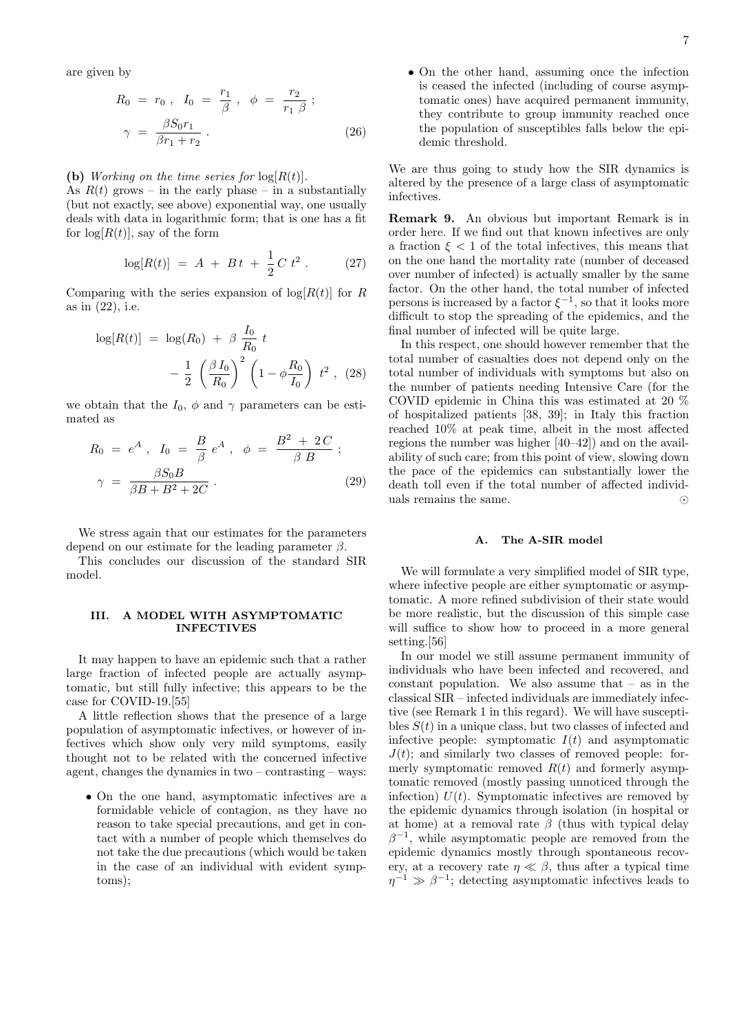are given by

$$
\begin{aligned}
R_0 \ &= \ r_0 \ , \ \ I_0 \ = \ \frac{r_1}{\beta} \ , \ \ \phi \ = \ \frac{r_2}{r_1 \, \beta} \ ; \\
\gamma \ &= \ \frac{\beta S_0 r_1}{\beta r_1 + r_2} \ .
\end{aligned} \tag{26}
$$

**(b)** *Working on the time series for* $\log[R(t)]$.

As $R(t)$ grows – in the early phase – in a substantially (but not exactly, see above) exponential way, one usually deals with data in logarithmic form; that is one has a fit for $\log[R(t)]$, say of the form

$$
\log[R(t)] \ = \ A \ + \ B \, t \ + \ \frac{1}{2} \, C \, t^2 \ . \tag{27}
$$

Comparing with the series expansion of $\log[R(t)]$ for $R$ as in (22), i.e.

$$
\begin{aligned}
\log[R(t)] \ = \ & \log(R_0) \ + \ \beta \, \frac{I_0}{R_0} \, t \\
& - \ \frac{1}{2} \, \left( \frac{\beta \, I_0}{R_0} \right)^2 \, \left( 1 - \phi \frac{R_0}{I_0} \right) \, t^2 \ ,
\end{aligned} \tag{28}
$$

we obtain that the $I_0$, $\phi$ and $\gamma$ parameters can be estimated as

$$
\begin{aligned}
R_0 \ &= \ e^A \ , \ \ I_0 \ = \ \frac{B}{\beta} \, e^A \ , \ \ \phi \ = \ \frac{B^2 \ + \ 2 \, C}{\beta \, B} \ ; \\
\gamma \ &= \ \frac{\beta S_0 B}{\beta B + B^2 + 2C} \ .
\end{aligned} \tag{29}
$$

We stress again that our estimates for the parameters depend on our estimate for the leading parameter $\beta$.

This concludes our discussion of the standard SIR model.

## III. A MODEL WITH ASYMPTOMATIC INFECTIVES

It may happen to have an epidemic such that a rather large fraction of infected people are actually asymptomatic, but still fully infective; this appears to be the case for COVID-19.[55]

A little reflection shows that the presence of a large population of asymptomatic infectives, or however of infectives which show only very mild symptoms, easily thought not to be related with the concerned infective agent, changes the dynamics in two – contrasting – ways:

- On the one hand, asymptomatic infectives are a formidable vehicle of contagion, as they have no reason to take special precautions, and get in contact with a number of people which themselves do not take the due precautions (which would be taken in the case of an individual with evident symptoms);
- On the other hand, assuming once the infection is ceased the infected (including of course asymptomatic ones) have acquired permanent immunity, they contribute to group immunity reached once the population of susceptibles falls below the epidemic threshold.

We are thus going to study how the SIR dynamics is altered by the presence of a large class of asymptomatic infectives.

**Remark 9.** An obvious but important Remark is in order here. If we find out that known infectives are only a fraction $\xi < 1$ of the total infectives, this means that on the one hand the mortality rate (number of deceased over number of infected) is actually smaller by the same factor. On the other hand, the total number of infected persons is increased by a factor $\xi^{-1}$, so that it looks more difficult to stop the spreading of the epidemics, and the final number of infected will be quite large.

In this respect, one should however remember that the total number of casualties does not depend only on the total number of individuals with symptoms but also on the number of patients needing Intensive Care (for the COVID epidemic in China this was estimated at 20 % of hospitalized patients [38, 39]; in Italy this fraction reached 10% at peak time, albeit in the most affected regions the number was higher [40–42]) and on the availability of such care; from this point of view, slowing down the pace of the epidemics can substantially lower the death toll even if the total number of affected individuals remains the same. ⊙

### A. The A-SIR model

We will formulate a very simplified model of SIR type, where infective people are either symptomatic or asymptomatic. A more refined subdivision of their state would be more realistic, but the discussion of this simple case will suffice to show how to proceed in a more general setting.[56]

In our model we still assume permanent immunity of individuals who have been infected and recovered, and constant population. We also assume that – as in the classical SIR – infected individuals are immediately infective (see Remark 1 in this regard). We will have susceptibles $S(t)$ in a unique class, but two classes of infected and infective people: symptomatic $I(t)$ and asymptomatic $J(t)$; and similarly two classes of removed people: formerly symptomatic removed $R(t)$ and formerly asymptomatic removed (mostly passing unnoticed through the infection) $U(t)$. Symptomatic infectives are removed by the epidemic dynamics through isolation (in hospital or at home) at a removal rate $\beta$ (thus with typical delay $\beta^{-1}$, while asymptomatic people are removed from the epidemic dynamics mostly through spontaneous recovery, at a recovery rate $\eta \ll \beta$, thus after a typical time $\eta^{-1} \gg \beta^{-1}$; detecting asymptomatic infectives leads to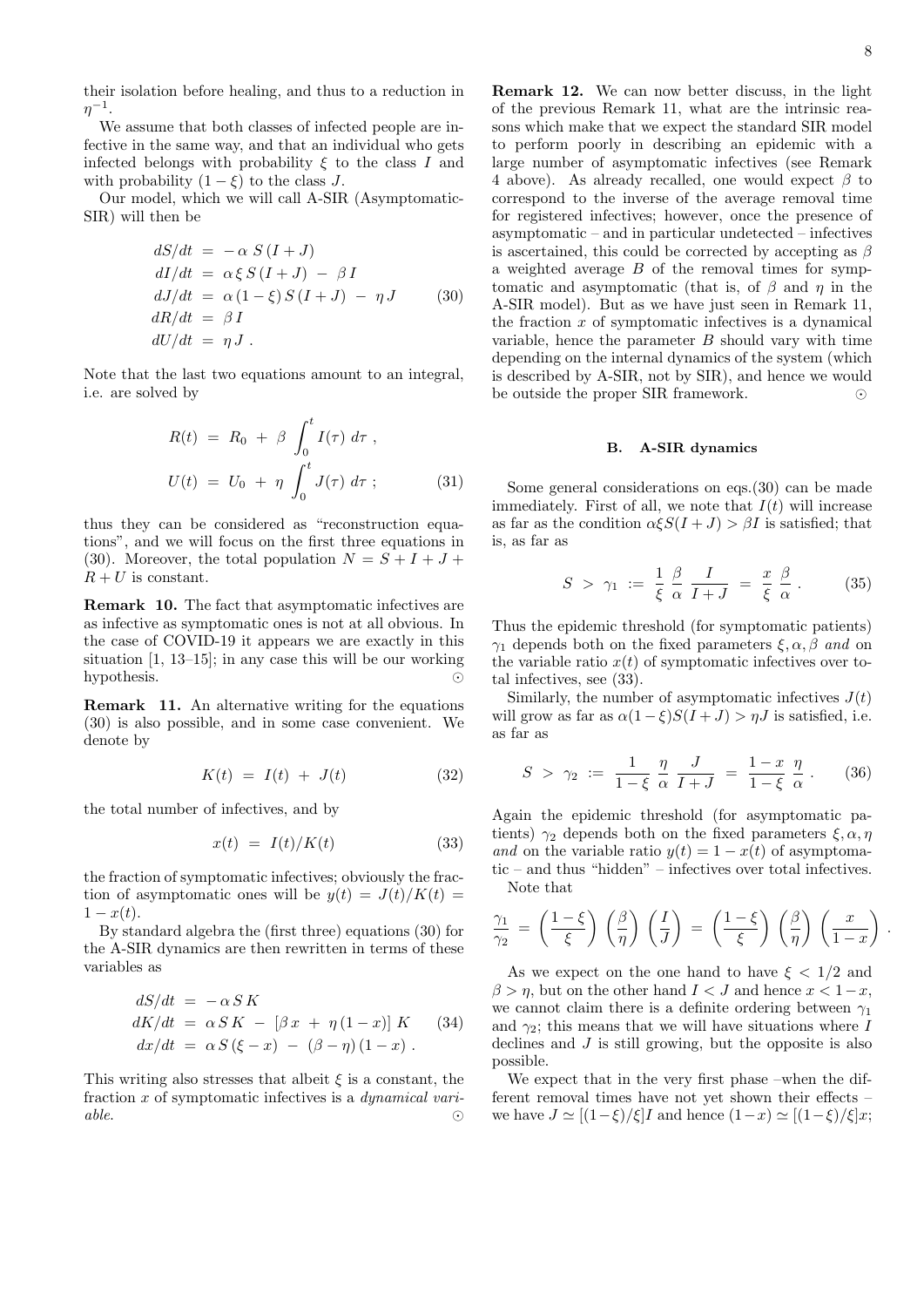their isolation before healing, and thus to a reduction in $\eta^{-1}$.

We assume that both classes of infected people are infective in the same way, and that an individual who gets infected belongs with probability $\xi$ to the class $I$ and with probability $(1-\xi)$ to the class $J$.

Our model, which we will call A-SIR (Asymptotic-SIR) will then be

$$
\begin{aligned}
dS/dt &= -\alpha\, S\,(I+J) \\
dI/dt &= \alpha\,\xi\,S\,(I+J) \;-\; \beta\, I \\
dJ/dt &= \alpha\,(1-\xi)\,S\,(I+J) \;-\; \eta\, J \\
dR/dt &= \beta\, I \\
dU/dt &= \eta\, J\ .
\end{aligned} \tag{30}
$$

Note that the last two equations amount to an integral, i.e. are solved by

$$
\begin{aligned}
R(t) &= R_0 \;+\; \beta \int_0^t I(\tau)\; d\tau\ , \\
U(t) &= U_0 \;+\; \eta \int_0^t J(\tau)\; d\tau\ ;
\end{aligned} \tag{31}
$$

thus they can be considered as "reconstruction equations", and we will focus on the first three equations in (30). Moreover, the total population $N = S+I+J+R+U$ is constant.

**Remark 10.** The fact that asymptomatic infectives are as infective as symptomatic ones is not at all obvious. In the case of COVID-19 it appears we are exactly in this situation [1, 13–15]; in any case this will be our working hypothesis. ⊙

**Remark 11.** An alternative writing for the equations (30) is also possible, and in some case convenient. We denote by

$$
K(t) \;=\; I(t) \;+\; J(t) \tag{32}
$$

the total number of infectives, and by

$$
x(t) \;=\; I(t)/K(t) \tag{33}
$$

the fraction of symptomatic infectives; obviously the fraction of asymptomatic ones will be $y(t) = J(t)/K(t) = 1 - x(t)$.

By standard algebra the (first three) equations (30) for the A-SIR dynamics are then rewritten in terms of these variables as

$$
\begin{aligned}
dS/dt &= -\,\alpha\, S\, K \\
dK/dt &= \alpha\, S\, K \;-\; [\beta\, x \;+\; \eta\,(1-x)]\; K \\
dx/dt &= \alpha\, S\,(\xi - x) \;-\; (\beta - \eta)\,(1-x)\ .
\end{aligned} \tag{34}
$$

This writing also stresses that albeit $\xi$ is a constant, the fraction $x$ of symptomatic infectives is a *dynamical variable.* ⊙

**Remark 12.** We can now better discuss, in the light of the previous Remark 11, what are the intrinsic reasons which make that we expect the standard SIR model to perform poorly in describing an epidemic with a large number of asymptomatic infectives (see Remark 4 above). As already recalled, one would expect $\beta$ to correspond to the inverse of the average removal time for registered infectives; however, once the presence of asymptomatic – and in particular undetected – infectives is ascertained, this could be corrected by accepting as $\beta$ a weighted average $B$ of the removal times for symptomatic and asymptomatic (that is, of $\beta$ and $\eta$ in the A-SIR model). But as we have just seen in Remark 11, the fraction $x$ of symptomatic infectives is a dynamical variable, hence the parameter $B$ should vary with time depending on the internal dynamics of the system (which is described by A-SIR, not by SIR), and hence we would be outside the proper SIR framework. ⊙

### B. A-SIR dynamics

Some general considerations on eqs.(30) can be made immediately. First of all, we note that $I(t)$ will increase as far as the condition $\alpha\xi S(I+J) > \beta I$ is satisfied; that is, as far as

$$
S \;>\; \gamma_1 \;:=\; \frac{1}{\xi}\;\frac{\beta}{\alpha}\;\frac{I}{I+J} \;=\; \frac{x}{\xi}\;\frac{\beta}{\alpha}\ . \tag{35}
$$

Thus the epidemic threshold (for symptomatic patients) $\gamma_1$ depends both on the fixed parameters $\xi, \alpha, \beta$ *and* on the variable ratio $x(t)$ of symptomatic infectives over total infectives, see (33).

Similarly, the number of asymptomatic infectives $J(t)$ will grow as far as $\alpha(1-\xi)S(I+J) > \eta J$ is satisfied, i.e. as far as

$$
S \;>\; \gamma_2 \;:=\; \frac{1}{1-\xi}\;\frac{\eta}{\alpha}\;\frac{J}{I+J} \;=\; \frac{1-x}{1-\xi}\;\frac{\eta}{\alpha}\ . \tag{36}
$$

Again the epidemic threshold (for asymptomatic patients) $\gamma_2$ depends both on the fixed parameters $\xi, \alpha, \eta$ *and* on the variable ratio $y(t) = 1-x(t)$ of asymptomatic – and thus "hidden" – infectives over total infectives.

Note that

$$
\frac{\gamma_1}{\gamma_2} \;=\; \left(\frac{1-\xi}{\xi}\right)\left(\frac{\beta}{\eta}\right)\left(\frac{I}{J}\right) \;=\; \left(\frac{1-\xi}{\xi}\right)\left(\frac{\beta}{\eta}\right)\left(\frac{x}{1-x}\right)\ .
$$

As we expect on the one hand to have $\xi < 1/2$ and $\beta > \eta$, but on the other hand $I < J$ and hence $x < 1-x$, we cannot claim there is a definite ordering between $\gamma_1$ and $\gamma_2$; this means that we will have situations where $I$ declines and $J$ is still growing, but the opposite is also possible.

We expect that in the very first phase –when the different removal times have not yet shown their effects – we have $J \simeq [(1-\xi)/\xi]I$ and hence $(1-x) \simeq [(1-\xi)/\xi]x$;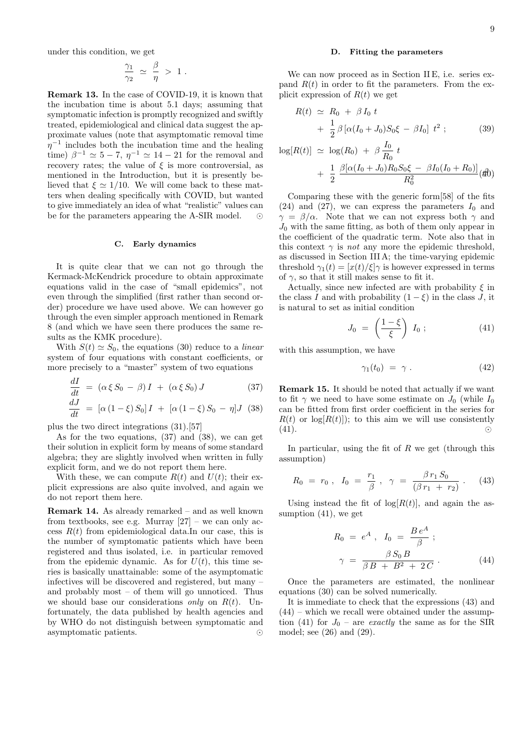under this condition, we get

$$\frac{\gamma_1}{\gamma_2} \simeq \frac{\beta}{\eta} > 1 .$$

**Remark 13.** In the case of COVID-19, it is known that the incubation time is about 5.1 days; assuming that symptomatic infection is promptly recognized and swiftly treated, epidemiological and clinical data suggest the approximate values (note that asymptomatic removal time $\eta^{-1}$ includes both the incubation time and the healing time) $\beta^{-1} \simeq 5-7$, $\eta^{-1} \simeq 14-21$ for the removal and recovery rates; the value of $\xi$ is more controversial, as mentioned in the Introduction, but it is presently believed that $\xi \simeq 1/10$. We will come back to these matters when dealing specifically with COVID, but wanted to give immediately an idea of what "realistic" values can be for the parameters appearing the A-SIR model. ⊙

### C. Early dynamics

It is quite clear that we can not go through the Kermack-McKendrick procedure to obtain approximate equations valid in the case of "small epidemics", not even through the simplified (first rather than second order) procedure we have used above. We can however go through the even simpler approach mentioned in Remark 8 (and which we have seen there produces the same results as the KMK procedure).

With $S(t) \simeq S_0$, the equations (30) reduce to a *linear* system of four equations with constant coefficients, or more precisely to a "master" system of two equations

$$\frac{dI}{dt} = (\alpha \, \xi \, S_0 - \beta) \, I + (\alpha \, \xi \, S_0) \, J \tag{37}$$

$$\frac{dJ}{dt} = [\alpha \, (1-\xi) \, S_0] \, I + [\alpha \, (1-\xi) \, S_0 - \eta] J \tag{38}$$

plus the two direct integrations (31).[57]

As for the two equations, (37) and (38), we can get their solution in explicit form by means of some standard algebra; they are slightly involved when written in fully explicit form, and we do not report them here.

With these, we can compute $R(t)$ and $U(t)$; their explicit expressions are also quite involved, and again we do not report them here.

**Remark 14.** As already remarked – and as well known from textbooks, see e.g. Murray [27] – we can only access $R(t)$ from epidemiological data.In our case, this is the number of symptomatic patients which have been registered and thus isolated, i.e. in particular removed from the epidemic dynamic. As for $U(t)$, this time series is basically unattainable: some of the asymptomatic infectives will be discovered and registered, but many – and probably most – of them will go unnoticed. Thus we should base our considerations *only* on $R(t)$. Unfortunately, the data published by health agencies and by WHO do not distinguish between symptomatic and asymptomatic patients. ⊙

### D. Fitting the parameters

We can now proceed as in Section II E, i.e. series expand $R(t)$ in order to fit the parameters. From the explicit expression of $R(t)$ we get

$$R(t) \simeq R_0 + \beta \, I_0 \, t + \frac{1}{2} \, \beta \, [\alpha (I_0 + J_0) S_0 \xi - \beta I_0] \, t^2 ; \tag{39}$$

$$\log[R(t)] \simeq \log(R_0) + \beta \, \frac{I_0}{R_0} \, t + \frac{1}{2} \, \frac{\beta[\alpha(I_0+J_0) R_0 S_0 \xi - \beta I_0 (I_0 + R_0)]}{R_0^2} t^2 \tag{40}$$

Comparing these with the generic form[58] of the fits (24) and (27), we can express the parameters $I_0$ and $\gamma = \beta/\alpha$. Note that we can not express both $\gamma$ and $J_0$ with the same fitting, as both of them only appear in the coefficient of the quadratic term. Note also that in this context $\gamma$ is *not* any more the epidemic threshold, as discussed in Section III A; the time-varying epidemic threshold $\gamma_1(t) = [x(t)/\xi]\gamma$ is however expressed in terms of $\gamma$, so that it still makes sense to fit it.

Actually, since new infected are with probability $\xi$ in the class $I$ and with probability $(1-\xi)$ in the class $J$, it is natural to set as initial condition

$$J_0 = \left( \frac{1-\xi}{\xi} \right) I_0 ; \tag{41}$$

with this assumption, we have

$$\gamma_1(t_0) = \gamma . \tag{42}$$

**Remark 15.** It should be noted that actually if we want to fit $\gamma$ we need to have some estimate on $J_0$ (while $I_0$ can be fitted from first order coefficient in the series for $R(t)$ or $\log[R(t)]$); to this aim we will use consistently (41). ⊙

In particular, using the fit of $R$ we get (through this assumption)

$$R_0 = r_0 , \quad I_0 = \frac{r_1}{\beta} , \quad \gamma = \frac{\beta \, r_1 \, S_0}{(\beta \, r_1 + r_2)} . \tag{43}$$

Using instead the fit of $\log[R(t)]$, and again the assumption (41), we get

$$R_0 = e^A , \quad I_0 = \frac{B \, e^A}{\beta} ; \quad \gamma = \frac{\beta \, S_0 \, B}{\beta \, B + B^2 + 2 \, C} . \tag{44}$$

Once the parameters are estimated, the nonlinear equations (30) can be solved numerically.

It is immediate to check that the expressions (43) and (44) – which we recall were obtained under the assumption (41) for $J_0$ – are *exactly* the same as for the SIR model; see (26) and (29).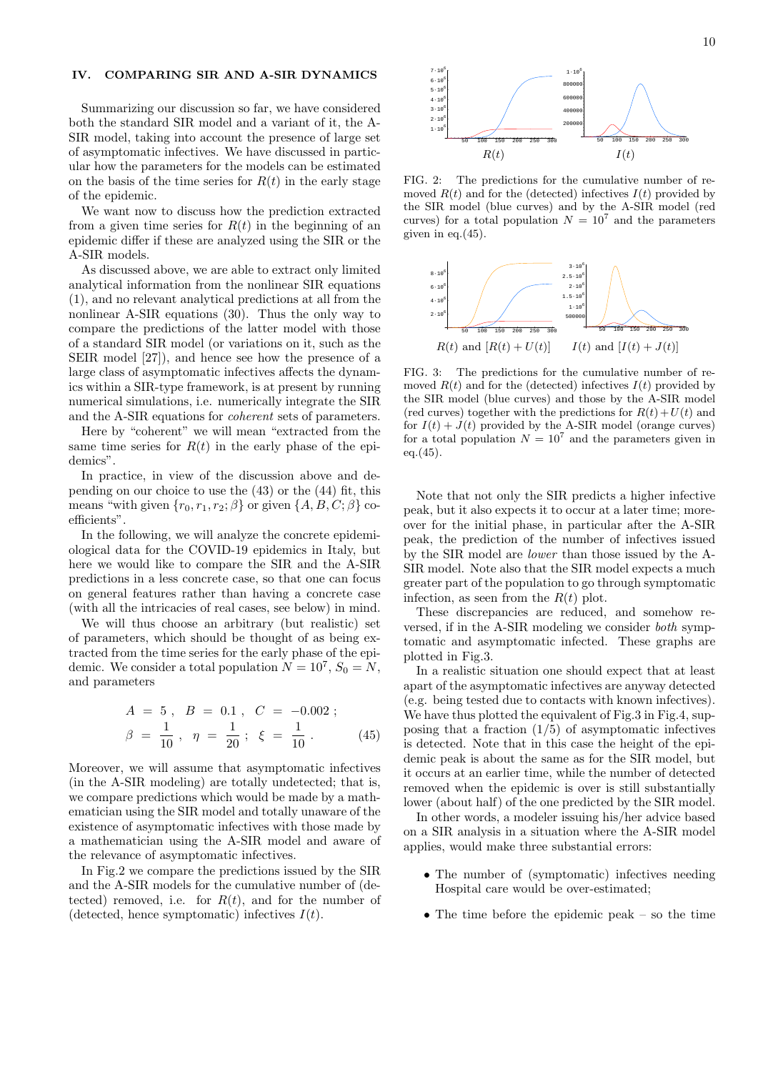## IV. COMPARING SIR AND A-SIR DYNAMICS

Summarizing our discussion so far, we have considered both the standard SIR model and a variant of it, the A-SIR model, taking into account the presence of large set of asymptomatic infectives. We have discussed in particular how the parameters for the models can be estimated on the basis of the time series for $R(t)$ in the early stage of the epidemic.

We want now to discuss how the prediction extracted from a given time series for $R(t)$ in the beginning of an epidemic differ if these are analyzed using the SIR or the A-SIR models.

As discussed above, we are able to extract only limited analytical information from the nonlinear SIR equations (1), and no relevant analytical predictions at all from the nonlinear A-SIR equations (30). Thus the only way to compare the predictions of the latter model with those of a standard SIR model (or variations on it, such as the SEIR model [27]), and hence see how the presence of a large class of asymptomatic infectives affects the dynamics within a SIR-type framework, is at present by running numerical simulations, i.e. numerically integrate the SIR and the A-SIR equations for *coherent* sets of parameters.

Here by "coherent" we will mean "extracted from the same time series for $R(t)$ in the early phase of the epidemics".

In practice, in view of the discussion above and depending on our choice to use the (43) or the (44) fit, this means "with given $\{r_0, r_1, r_2; \beta\}$ or given $\{A, B, C; \beta\}$ coefficients".

In the following, we will analyze the concrete epidemiological data for the COVID-19 epidemics in Italy, but here we would like to compare the SIR and the A-SIR predictions in a less concrete case, so that one can focus on general features rather than having a concrete case (with all the intricacies of real cases, see below) in mind.

We will thus choose an arbitrary (but realistic) set of parameters, which should be thought of as being extracted from the time series for the early phase of the epidemic. We consider a total population $N = 10^7$, $S_0 = N$, and parameters

$$A = 5 \, , \quad B = 0.1 \, , \quad C = -0.002 \, ;$$
$$\beta = \frac{1}{10} \, , \quad \eta = \frac{1}{20} \, ; \quad \xi = \frac{1}{10} \, . \tag{45}$$

Moreover, we will assume that asymptomatic infectives (in the A-SIR modeling) are totally undetected; that is, we compare predictions which would be made by a mathematician using the SIR model and totally unaware of the existence of asymptomatic infectives with those made by a mathematician using the A-SIR model and aware of the relevance of asymptomatic infectives.

In Fig.2 we compare the predictions issued by the SIR and the A-SIR models for the cumulative number of (detected) removed, i.e. for $R(t)$, and for the number of (detected, hence symptomatic) infectives $I(t)$.

FIG. 2: The predictions for the cumulative number of removed $R(t)$ and for the (detected) infectives $I(t)$ provided by the SIR model (blue curves) and by the A-SIR model (red curves) for a total population $N = 10^7$ and the parameters given in eq.(45).

FIG. 3: The predictions for the cumulative number of removed $R(t)$ and for the (detected) infectives $I(t)$ provided by the SIR model (blue curves) and those by the A-SIR model (red curves) together with the predictions for $R(t) + U(t)$ and for $I(t) + J(t)$ provided by the A-SIR model (orange curves) for a total population $N = 10^7$ and the parameters given in eq.(45).

Note that not only the SIR predicts a higher infective peak, but it also expects it to occur at a later time; moreover for the initial phase, in particular after the A-SIR peak, the prediction of the number of infectives issued by the SIR model are *lower* than those issued by the A-SIR model. Note also that the SIR model expects a much greater part of the population to go through symptomatic infection, as seen from the $R(t)$ plot.

These discrepancies are reduced, and somehow reversed, if in the A-SIR modeling we consider *both* symptomatic and asymptomatic infected. These graphs are plotted in Fig.3.

In a realistic situation one should expect that at least apart of the asymptomatic infectives are anyway detected (e.g. being tested due to contacts with known infectives). We have thus plotted the equivalent of Fig.3 in Fig.4, supposing that a fraction (1/5) of asymptomatic infectives is detected. Note that in this case the height of the epidemic peak is about the same as for the SIR model, but it occurs at an earlier time, while the number of detected removed when the epidemic is over is still substantially lower (about half) of the one predicted by the SIR model.

In other words, a modeler issuing his/her advice based on a SIR analysis in a situation where the A-SIR model applies, would make three substantial errors:

- The number of (symptomatic) infectives needing Hospital care would be over-estimated;
- The time before the epidemic peak – so the time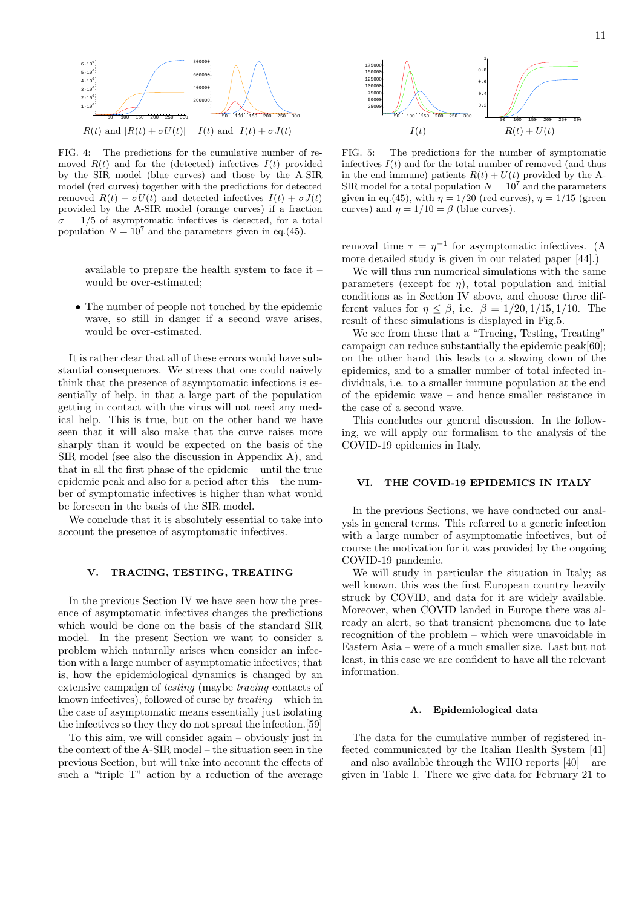$R(t)$ and $[R(t) + \sigma U(t)]$ $\quad$ $I(t)$ and $[I(t) + \sigma J(t)]$

FIG. 4: The predictions for the cumulative number of removed $R(t)$ and for the (detected) infectives $I(t)$ provided by the SIR model (blue curves) and those by the A-SIR model (red curves) together with the predictions for detected removed $R(t) + \sigma U(t)$ and detected infections $I(t) + \sigma J(t)$ provided by the A-SIR model (orange curves) if a fraction $\sigma = 1/5$ of asymptomatic infectives is detected, for a total population $N = 10^7$ and the parameters given in eq.(45).

$I(t)$ $\quad$ $R(t) + U(t)$

FIG. 5: The predictions for the number of symptomatic infectives $I(t)$ and for the total number of removed (and thus in the end immune) patients $R(t) + U(t)$ provided by the A-SIR model for a total population $N = 10^7$ and the parameters given in eq.(45), with $\eta = 1/20$ (red curves), $\eta = 1/15$ (green curves) and $\eta = 1/10 = \beta$ (blue curves).

available to prepare the health system to face it – would be over-estimated;

- The number of people not touched by the epidemic wave, so still in danger if a second wave arises, would be over-estimated.

It is rather clear that all of these errors would have substantial consequences. We stress that one could naively think that the presence of asymptomatic infections is essentially of help, in that a large part of the population getting in contact with the virus will not need any medical help. This is true, but on the other hand we have seen that it will also make that the curve raises more sharply than it would be expected on the basis of the SIR model (see also the discussion in Appendix A), and that in all the first phase of the epidemic – until the true epidemic peak and also for a period after this – the number of symptomatic infectives is higher than what would be foreseen in the basis of the SIR model.

We conclude that it is absolutely essential to take into account the presence of asymptomatic infectives.

## V. TRACING, TESTING, TREATING

In the previous Section IV we have seen how the presence of asymptomatic infectives changes the predictions which would be done on the basis of the standard SIR model. In the present Section we want to consider a problem which naturally arises when consider an infection with a large number of asymptomatic infectives; that is, how the epidemiological dynamics is changed by an extensive campaign of *testing* (maybe *tracing* contacts of known infectives), followed of curse by *treating* – which in the case of asymptomatic means essentially just isolating the infectives so they they do not spread the infection.[59]

To this aim, we will consider again – obviously just in the context of the A-SIR model – the situation seen in the previous Section, but will take into account the effects of such a "triple T" action by a reduction of the average removal time $\tau = \eta^{-1}$ for asymptomatic infectives. (A more detailed study is given in our related paper [44].)

We will thus run numerical simulations with the same parameters (except for $\eta$), total population and initial conditions as in Section IV above, and choose three different values for $\eta \leq \beta$, i.e. $\beta = 1/20, 1/15, 1/10$. The result of these simulations is displayed in Fig.5.

We see from these that a "Tracing, Testing, Treating" campaign can reduce substantially the epidemic peak[60]; on the other hand this leads to a slowing down of the epidemics, and to a smaller number of total infected individuals, i.e. to a smaller immune population at the end of the epidemic wave – and hence smaller resistance in the case of a second wave.

This concludes our general discussion. In the following, we will apply our formalism to the analysis of the COVID-19 epidemics in Italy.

## VI. THE COVID-19 EPIDEMICS IN ITALY

In the previous Sections, we have conducted our analysis in general terms. This referred to a generic infection with a large number of asymptomatic infectives, but of course the motivation for it was provided by the ongoing COVID-19 pandemic.

We will study in particular the situation in Italy; as well known, this was the first European country heavily struck by COVID, and data for it are widely available. Moreover, when COVID landed in Europe there was already an alert, so that transient phenomena due to late recognition of the problem – which were unavoidable in Eastern Asia – were of a much smaller size. Last but not least, in this case we are confident to have all the relevant information.

### A. Epidemiological data

The data for the cumulative number of registered infected communicated by the Italian Health System [41] – and also available through the WHO reports [40] – are given in Table I. There we give data for February 21 to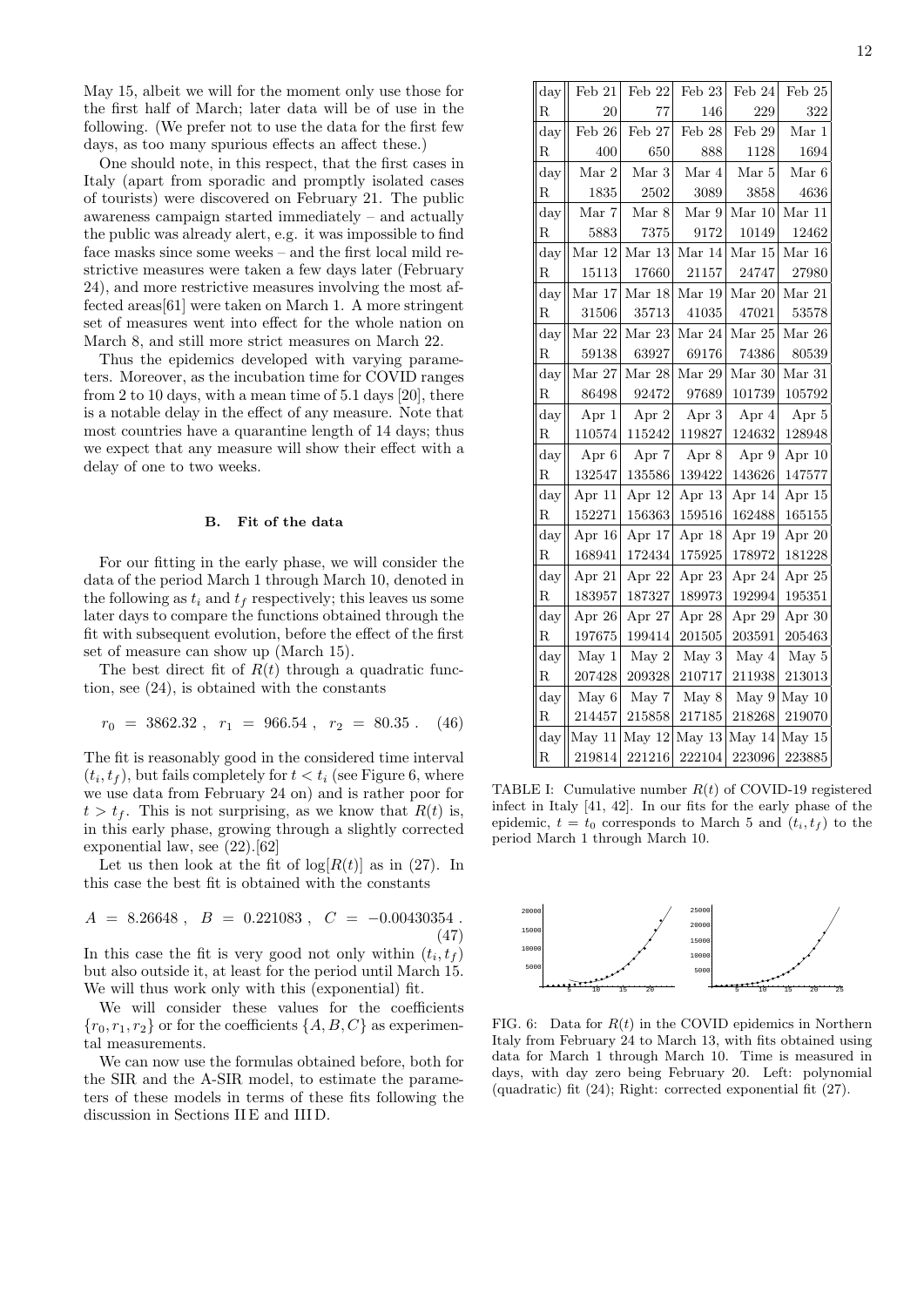May 15, albeit we will for the moment only use those for the first half of March; later data will be of use in the following. (We prefer not to use the data for the first few days, as too many spurious effects an affect these.)

One should note, in this respect, that the first cases in Italy (apart from sporadic and promptly isolated cases of tourists) were discovered on February 21. The public awareness campaign started immediately – and actually the public was already alert, e.g. it was impossible to find face masks since some weeks – and the first local mild restrictive measures were taken a few days later (February 24), and more restrictive measures involving the most affected areas[61] were taken on March 1. A more stringent set of measures went into effect for the whole nation on March 8, and still more strict measures on March 22.

Thus the epidemics developed with varying parameters. Moreover, as the incubation time for COVID ranges from 2 to 10 days, with a mean time of 5.1 days [20], there is a notable delay in the effect of any measure. Note that most countries have a quarantine length of 14 days; thus we expect that any measure will show their effect with a delay of one to two weeks.

### B. Fit of the data

For our fitting in the early phase, we will consider the data of the period March 1 through March 10, denoted in the following as $t_i$ and $t_f$ respectively; this leaves us some later days to compare the functions obtained through the fit with subsequent evolution, before the effect of the first set of measure can show up (March 15).

The best direct fit of $R(t)$ through a quadratic function, see (24), is obtained with the constants

$$r_0 = 3862.32 \, , \quad r_1 = 966.54 \, , \quad r_2 = 80.35 \, . \qquad (46)$$

The fit is reasonably good in the considered time interval $(t_i, t_f)$, but fails completely for $t < t_i$ (see Figure 6, where we use data from February 24 on) and is rather poor for $t > t_f$. This is not surprising, as we know that $R(t)$ is, in this early phase, growing through a slightly corrected exponential law, see (22).[62]

Let us then look at the fit of $\log[R(t)]$ as in (27). In this case the best fit is obtained with the constants

$$A = 8.26648 \, , \quad B = 0.221083 \, , \quad C = -0.00430354 \, . \qquad (47)$$

In this case the fit is very good not only within $(t_i, t_f)$ but also outside it, at least for the period until March 15. We will thus work only with this (exponential) fit.

We will consider these values for the coefficients $\{r_0, r_1, r_2\}$ or for the coefficients $\{A, B, C\}$ as experimental measurements.

We can now use the formulas obtained before, both for the SIR and the A-SIR model, to estimate the parameters of these models in terms of these fits following the discussion in Sections II E and III D.

| day | Feb 21 | Feb 22 | Feb 23 | Feb 24 | Feb 25 |
|---|---|---|---|---|---|
| R | 20 | 77 | 146 | 229 | 322 |
| day | Feb 26 | Feb 27 | Feb 28 | Feb 29 | Mar 1 |
| R | 400 | 650 | 888 | 1128 | 1694 |
| day | Mar 2 | Mar 3 | Mar 4 | Mar 5 | Mar 6 |
| R | 1835 | 2502 | 3089 | 3858 | 4636 |
| day | Mar 7 | Mar 8 | Mar 9 | Mar 10 | Mar 11 |
| R | 5883 | 7375 | 9172 | 10149 | 12462 |
| day | Mar 12 | Mar 13 | Mar 14 | Mar 15 | Mar 16 |
| R | 15113 | 17660 | 21157 | 24747 | 27980 |
| day | Mar 17 | Mar 18 | Mar 19 | Mar 20 | Mar 21 |
| R | 31506 | 35713 | 41035 | 47021 | 53578 |
| day | Mar 22 | Mar 23 | Mar 24 | Mar 25 | Mar 26 |
| R | 59138 | 63927 | 69176 | 74386 | 80539 |
| day | Mar 27 | Mar 28 | Mar 29 | Mar 30 | Mar 31 |
| R | 86498 | 92472 | 97689 | 101739 | 105792 |
| day | Apr 1 | Apr 2 | Apr 3 | Apr 4 | Apr 5 |
| R | 110574 | 115242 | 119827 | 124632 | 128948 |
| day | Apr 6 | Apr 7 | Apr 8 | Apr 9 | Apr 10 |
| R | 132547 | 135586 | 139422 | 143626 | 147577 |
| day | Apr 11 | Apr 12 | Apr 13 | Apr 14 | Apr 15 |
| R | 152271 | 156363 | 159516 | 162488 | 165155 |
| day | Apr 16 | Apr 17 | Apr 18 | Apr 19 | Apr 20 |
| R | 168941 | 172434 | 175925 | 178972 | 181228 |
| day | Apr 21 | Apr 22 | Apr 23 | Apr 24 | Apr 25 |
| R | 183957 | 187327 | 189973 | 192994 | 195351 |
| day | Apr 26 | Apr 27 | Apr 28 | Apr 29 | Apr 30 |
| R | 197675 | 199414 | 201505 | 203591 | 205463 |
| day | May 1 | May 2 | May 3 | May 4 | May 5 |
| R | 207428 | 209328 | 210717 | 211938 | 213013 |
| day | May 6 | May 7 | May 8 | May 9 | May 10 |
| R | 214457 | 215858 | 217185 | 218268 | 219070 |
| day | May 11 | May 12 | May 13 | May 14 | May 15 |
| R | 219814 | 221216 | 222104 | 223096 | 223885 |

TABLE I: Cumulative number $R(t)$ of COVID-19 registered infect in Italy [41, 42]. In our fits for the early phase of the epidemic, $t = t_0$ corresponds to March 5 and $(t_i, t_f)$ to the period March 1 through March 10.

FIG. 6: Data for $R(t)$ in the COVID epidemics in Northern Italy from February 24 to March 13, with fits obtained using data for March 1 through March 10. Time is measured in days, with day zero being February 20. Left: polynomial (quadratic) fit (24); Right: corrected exponential fit (27).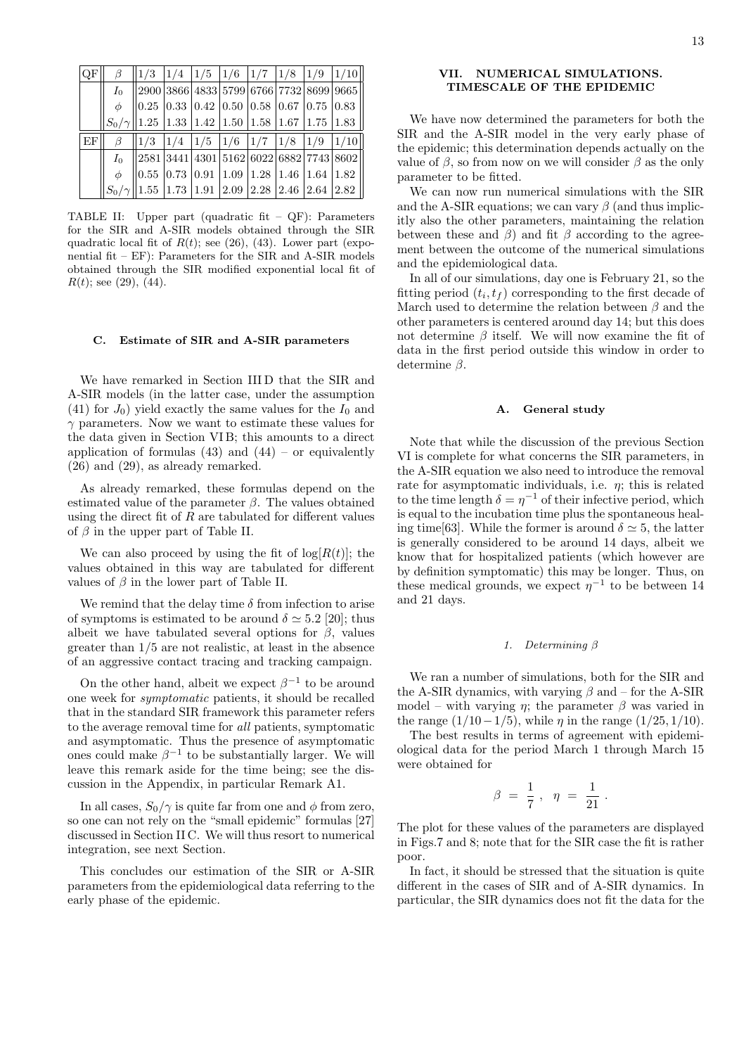| QF | $\beta$ | $1/3$ | $1/4$ | $1/5$ | $1/6$ | $1/7$ | $1/8$ | $1/9$ | $1/10$ |
|---|---|---|---|---|---|---|---|---|---|
| | $I_0$ | 2900 | 3866 | 4833 | 5799 | 6766 | 7732 | 8699 | 9665 |
| | $\phi$ | 0.25 | 0.33 | 0.42 | 0.50 | 0.58 | 0.67 | 0.75 | 0.83 |
| | $S_0/\gamma$ | 1.25 | 1.33 | 1.42 | 1.50 | 1.58 | 1.67 | 1.75 | 1.83 |
| EF | $\beta$ | $1/3$ | $1/4$ | $1/5$ | $1/6$ | $1/7$ | $1/8$ | $1/9$ | $1/10$ |
| | $I_0$ | 2581 | 3441 | 4301 | 5162 | 6022 | 6882 | 7743 | 8602 |
| | $\phi$ | 0.55 | 0.73 | 0.91 | 1.09 | 1.28 | 1.46 | 1.64 | 1.82 |
| | $S_0/\gamma$ | 1.55 | 1.73 | 1.91 | 2.09 | 2.28 | 2.46 | 2.64 | 2.82 |

TABLE II: Upper part (quadratic fit – QF): Parameters for the SIR and A-SIR models obtained through the SIR quadratic local fit of $R(t)$; see (26), (43). Lower part (exponential fit – EF): Parameters for the SIR and A-SIR models obtained through the SIR modified exponential local fit of $R(t)$; see (29), (44).

### C. Estimate of SIR and A-SIR parameters

We have remarked in Section III D that the SIR and A-SIR models (in the latter case, under the assumption (41) for $J_0$) yield exactly the same values for the $I_0$ and $\gamma$ parameters. Now we want to estimate these values for the data given in Section VI B; this amounts to a direct application of formulas (43) and (44) – or equivalently (26) and (29), as already remarked.

As already remarked, these formulas depend on the estimated value of the parameter $\beta$. The values obtained using the direct fit of $R$ are tabulated for different values of $\beta$ in the upper part of Table II.

We can also proceed by using the fit of $\log[R(t)]$; the values obtained in this way are tabulated for different values of $\beta$ in the lower part of Table II.

We remind that the delay time $\delta$ from infection to arise of symptoms is estimated to be around $\delta \simeq 5.2$ [20]; thus albeit we have tabulated several options for $\beta$, values greater than $1/5$ are not realistic, at least in the absence of an aggressive contact tracing and tracking campaign.

On the other hand, albeit we expect $\beta^{-1}$ to be around one week for *symptomatic* patients, it should be recalled that in the standard SIR framework this parameter refers to the average removal time for *all* patients, symptomatic and asymptomatic. Thus the presence of asymptomatic ones could make $\beta^{-1}$ to be substantially larger. We will leave this remark aside for the time being; see the discussion in the Appendix, in particular Remark A1.

In all cases, $S_0/\gamma$ is quite far from one and $\phi$ from zero, so one can not rely on the "small epidemic" formulas [27] discussed in Section II C. We will thus resort to numerical integration, see next Section.

This concludes our estimation of the SIR or A-SIR parameters from the epidemiological data referring to the early phase of the epidemic.

## VII. NUMERICAL SIMULATIONS. TIMESCALE OF THE EPIDEMIC

We have now determined the parameters for both the SIR and the A-SIR model in the very early phase of the epidemic; this determination depends actually on the value of $\beta$, so from now on we will consider $\beta$ as the only parameter to be fitted.

We can now run numerical simulations with the SIR and the A-SIR equations; we can vary $\beta$ (and thus implicitly also the other parameters, maintaining the relation between these and $\beta$) and fit $\beta$ according to the agreement between the outcome of the numerical simulations and the epidemiological data.

In all of our simulations, day one is February 21, so the fitting period $(t_i, t_f)$ corresponding to the first decade of March used to determine the relation between $\beta$ and the other parameters is centered around day 14; but this does not determine $\beta$ itself. We will now examine the fit of data in the first period outside this window in order to determine $\beta$.

### A. General study

Note that while the discussion of the previous Section VI is complete for what concerns the SIR parameters, in the A-SIR equation we also need to introduce the removal rate for asymptomatic individuals, i.e. $\eta$; this is related to the time length $\delta = \eta^{-1}$ of their infective period, which is equal to the incubation time plus the spontaneous healing time[63]. While the former is around $\delta \simeq 5$, the latter is generally considered to be around 14 days, albeit we know that for hospitalized patients (which however are by definition symptomatic) this may be longer. Thus, on these medical grounds, we expect $\eta^{-1}$ to be between 14 and 21 days.

#### 1. Determining $\beta$

We ran a number of simulations, both for the SIR and the A-SIR dynamics, with varying $\beta$ and – for the A-SIR model – with varying $\eta$; the parameter $\beta$ was varied in the range $(1/10 - 1/5)$, while $\eta$ in the range $(1/25, 1/10)$.

The best results in terms of agreement with epidemiological data for the period March 1 through March 15 were obtained for

$$\beta = \frac{1}{7} , \quad \eta = \frac{1}{21} .$$

The plot for these values of the parameters are displayed in Figs.7 and 8; note that for the SIR case the fit is rather poor.

In fact, it should be stressed that the situation is quite different in the cases of SIR and of A-SIR dynamics. In particular, the SIR dynamics does not fit the data for the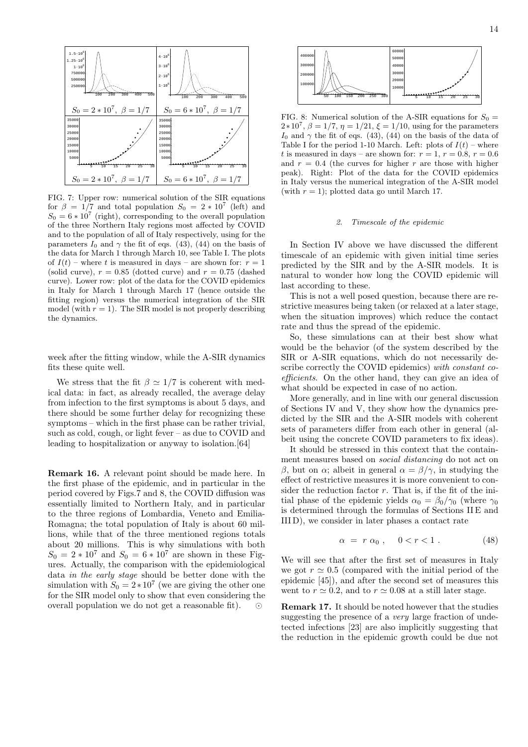FIG. 7: Upper row: numerical solution of the SIR equations for $\beta = 1/7$ and total population $S_0 = 2 * 10^7$ (left) and $S_0 = 6 * 10^7$ (right), corresponding to the overall population of the three Northern Italy regions most affected by COVID and to the population of all of Italy respectively, using for the parameters $I_0$ and $\gamma$ the fit of eqs. (43), (44) on the basis of the data for March 1 through March 10, see Table I. The plots of $I(t)$ – where $t$ is measured in days – are shown for: $r = 1$ (solid curve), $r = 0.85$ (dotted curve) and $r = 0.75$ (dashed curve). Lower row: plot of the data for the COVID epidemics in Italy for March 1 through March 17 (hence outside the fitting region) versus the numerical integration of the SIR model (with $r = 1$). The SIR model is not properly describing the dynamics.

week after the fitting window, while the A-SIR dynamics fits these quite well.

We stress that the fit $\beta \simeq 1/7$ is coherent with medical data: in fact, as already recalled, the average delay from infection to the first symptoms is about 5 days, and there should be some further delay for recognizing these symptoms – which in the first phase can be rather trivial, such as cold, cough, or light fever – as due to COVID and leading to hospitalization or anyway to isolation.[64]

**Remark 16.** A relevant point should be made here. In the first phase of the epidemic, and in particular in the period covered by Figs.7 and 8, the COVID diffusion was essentially limited to Northern Italy, and in particular to the three regions of Lombardia, Veneto and Emilia-Romagna; the total population of Italy is about 60 millions, while that of the three mentioned regions totals about 20 millions. This is why simulations with both $S_0 = 2 * 10^7$ and $S_0 = 6 * 10^7$ are shown in these Figures. Actually, the comparison with the epidemiological data *in the early stage* should be better done with the simulation with $S_0 = 2 * 10^7$ (we are giving the other one for the SIR model only to show that even considering the overall population we do not get a reasonable fit). ⊙

FIG. 8: Numerical solution of the A-SIR equations for $S_0 = 2 * 10^7$, $\beta = 1/7$, $\eta = 1/21$, $\xi = 1/10$, using for the parameters $I_0$ and $\gamma$ the fit of eqs. (43), (44) on the basis of the data of Table I for the period 1-10 March. Left: plots of $I(t)$ – where $t$ is measured in days – are shown for: $r = 1$, $r = 0.8$, $r = 0.6$ and $r = 0.4$ (the curves for higher $r$ are those with higher peak). Right: Plot of the data for the COVID epidemics in Italy versus the numerical integration of the A-SIR model (with $r = 1$); plotted data go until March 17.

### 2. Timescale of the epidemic

In Section IV above we have discussed the different timescale of an epidemic with given initial time series predicted by the SIR and by the A-SIR models. It is natural to wonder how long the COVID epidemic will last according to these.

This is not a well posed question, because there are restrictive measures being taken (or relaxed at a later stage, when the situation improves) which reduce the contact rate and thus the spread of the epidemic.

So, these simulations can at their best show what would be the behavior (of the system described by the SIR or A-SIR equations, which do not necessarily describe correctly the COVID epidemics) *with constant coefficients*. On the other hand, they can give an idea of what should be expected in case of no action.

More generally, and in line with our general discussion of Sections IV and V, they show how the dynamics predicted by the SIR and the A-SIR models with coherent sets of parameters differ from each other in general (albeit using the concrete COVID parameters to fix ideas).

It should be stressed in this context that the containment measures based on *social distancing* do not act on $\beta$, but on $\alpha$; albeit in general $\alpha = \beta/\gamma$, in studying the effect of restrictive measures it is more convenient to consider the reduction factor $r$. That is, if the fit of the initial phase of the epidemic yields $\alpha_0 = \beta_0/\gamma_0$ (where $\gamma_0$ is determined through the formulas of Sections II E and III D), we consider in later phases a contact rate

$$\alpha \ = \ r \, \alpha_0 \ , \quad 0 < r < 1 \ . \tag{48}$$

We will see that after the first set of measures in Italy we got $r \simeq 0.5$ (compared with the initial period of the epidemic [45]), and after the second set of measures this went to $r \simeq 0.2$, and to $r \simeq 0.08$ at a still later stage.

**Remark 17.** It should be noted however that the studies suggesting the presence of a *very* large fraction of undetected infections [23] are also implicitly suggesting that the reduction in the epidemic growth could be due not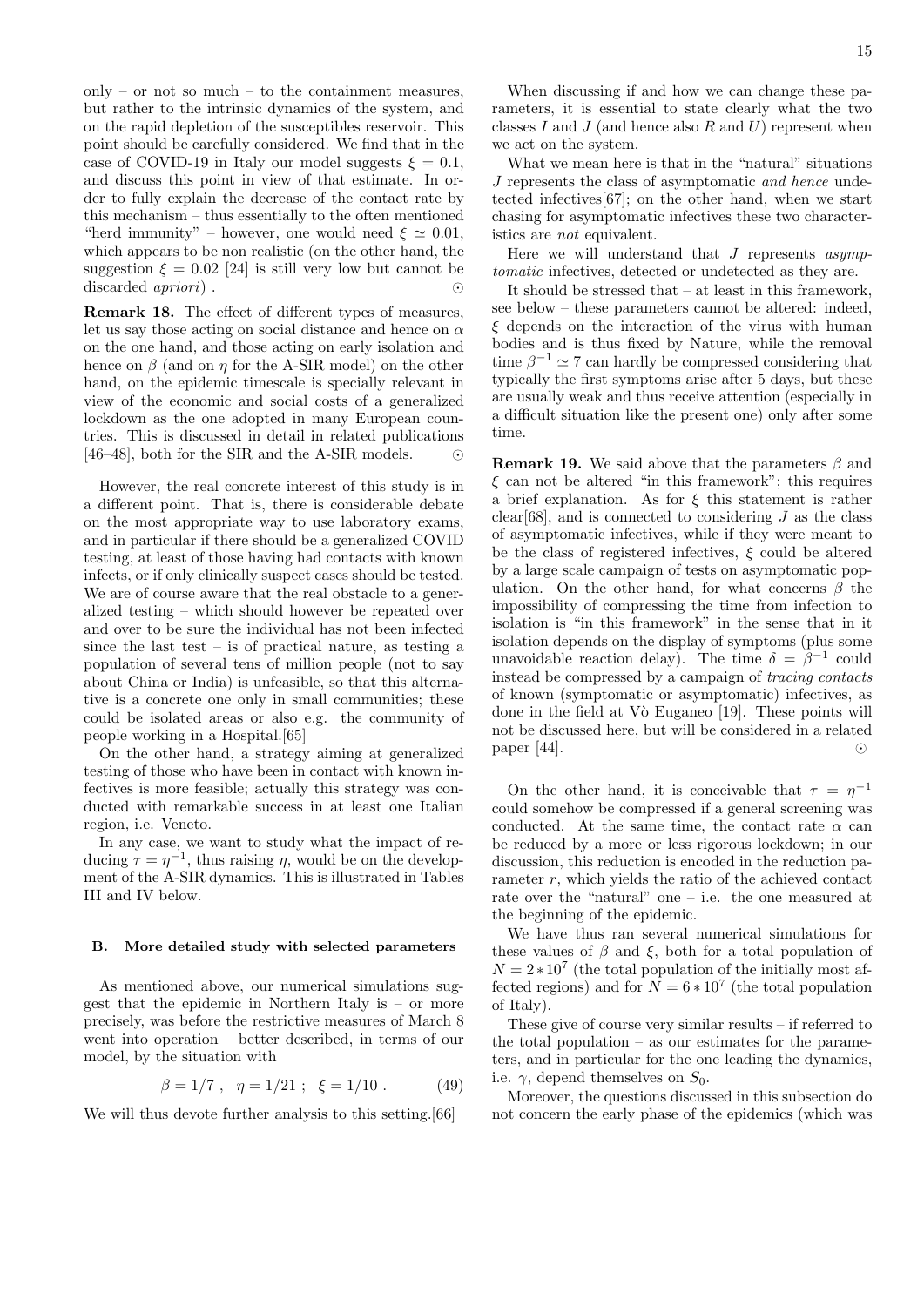only – or not so much – to the containment measures, but rather to the intrinsic dynamics of the system, and on the rapid depletion of the susceptibles reservoir. This point should be carefully considered. We find that in the case of COVID-19 in Italy our model suggests $\xi = 0.1$, and discuss this point in view of that estimate. In order to fully explain the decrease of the contact rate by this mechanism – thus essentially to the often mentioned "herd immunity" – however, one would need $\xi \simeq 0.01$, which appears to be non realistic (on the other hand, the suggestion $\xi = 0.02$ [24] is still very low but cannot be discarded *apriori*) . ⊙

**Remark 18.** The effect of different types of measures, let us say those acting on social distance and hence on $\alpha$ on the one hand, and those acting on early isolation and hence on $\beta$ (and on $\eta$ for the A-SIR model) on the other hand, on the epidemic timescale is specially relevant in view of the economic and social costs of a generalized lockdown as the one adopted in many European countries. This is discussed in detail in related publications [46–48], both for the SIR and the A-SIR models. ⊙

However, the real concrete interest of this study is in a different point. That is, there is considerable debate on the most appropriate way to use laboratory exams, and in particular if there should be a generalized COVID testing, at least of those having had contacts with known infects, or if only clinically suspect cases should be tested. We are of course aware that the real obstacle to a generalized testing – which should however be repeated over and over to be sure the individual has not been infected since the last test – is of practical nature, as testing a population of several tens of million people (not to say about China or India) is unfeasible, so that this alternative is a concrete one only in small communities; these could be isolated areas or also e.g. the community of people working in a Hospital.[65]

On the other hand, a strategy aiming at generalized testing of those who have been in contact with known infectives is more feasible; actually this strategy was conducted with remarkable success in at least one Italian region, i.e. Veneto.

In any case, we want to study what the impact of reducing $\tau = \eta^{-1}$, thus raising $\eta$, would be on the development of the A-SIR dynamics. This is illustrated in Tables III and IV below.

### B. More detailed study with selected parameters

As mentioned above, our numerical simulations suggest that the epidemic in Northern Italy is – or more precisely, was before the restrictive measures of March 8 went into operation – better described, in terms of our model, by the situation with

$$\beta = 1/7 \ , \quad \eta = 1/21 \ ; \quad \xi = 1/10 \ . \tag{49}$$

We will thus devote further analysis to this setting.[66]

When discussing if and how we can change these parameters, it is essential to state clearly what the two classes $I$ and $J$ (and hence also $R$ and $U$) represent when we act on the system.

What we mean here is that in the "natural" situations $J$ represents the class of asymptomatic *and hence* undetected infectives[67]; on the other hand, when we start chasing for asymptomatic infectives these two characteristics are *not* equivalent.

Here we will understand that $J$ represents *asymptomatic* infectives, detected or undetected as they are.

It should be stressed that – at least in this framework, see below – these parameters cannot be altered: indeed, $\xi$ depends on the interaction of the virus with human bodies and is thus fixed by Nature, while the removal time $\beta^{-1} \simeq 7$ can hardly be compressed considering that typically the first symptoms arise after 5 days, but these are usually weak and thus receive attention (especially in a difficult situation like the present one) only after some time.

**Remark 19.** We said above that the parameters $\beta$ and $\xi$ can not be altered "in this framework"; this requires a brief explanation. As for $\xi$ this statement is rather clear[68], and is connected to considering $J$ as the class of asymptomatic infectives, while if they were meant to be the class of registered infectives, $\xi$ could be altered by a large scale campaign of tests on asymptomatic population. On the other hand, for what concerns $\beta$ the impossibility of compressing the time from infection to isolation is "in this framework" in the sense that in it isolation depends on the display of symptoms (plus some unavoidable reaction delay). The time $\delta = \beta^{-1}$ could instead be compressed by a campaign of *tracing contacts* of known (symptomatic or asymptomatic) infectives, as done in the field at Vò Euganeo [19]. These points will not be discussed here, but will be considered in a related paper [44]. ⊙

On the other hand, it is conceivable that $\tau = \eta^{-1}$ could somehow be compressed if a general screening was conducted. At the same time, the contact rate $\alpha$ can be reduced by a more or less rigorous lockdown; in our discussion, this reduction is encoded in the reduction parameter $r$, which yields the ratio of the achieved contact rate over the "natural" one – i.e. the one measured at the beginning of the epidemic.

We have thus ran several numerical simulations for these values of $\beta$ and $\xi$, both for a total population of $N = 2 * 10^7$ (the total population of the initially most affected regions) and for $N = 6 * 10^7$ (the total population of Italy).

These give of course very similar results – if referred to the total population – as our estimates for the parameters, and in particular for the one leading the dynamics, i.e. $\gamma$, depend themselves on $S_0$.

Moreover, the questions discussed in this subsection do not concern the early phase of the epidemics (which was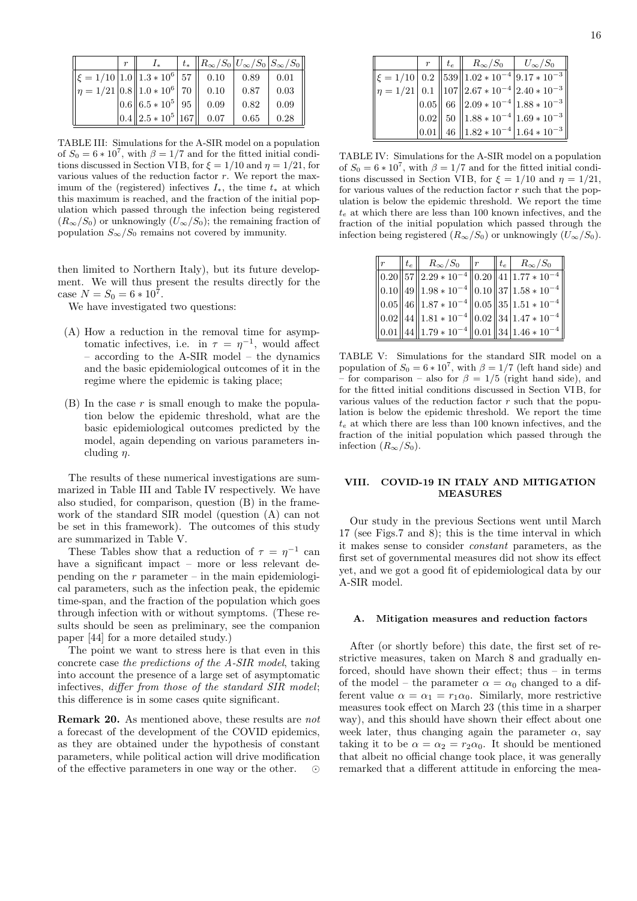|  | $r$ | $I_*$ | $t_*$ | $R_\infty/S_0$ | $U_\infty/S_0$ | $S_\infty/S_0$ |
|---|---|---|---|---|---|---|
| $\xi = 1/10$ | 1.0 | $1.3 * 10^6$ | 57 | 0.10 | 0.89 | 0.01 |
| $\eta = 1/21$ | 0.8 | $1.0 * 10^6$ | 70 | 0.10 | 0.87 | 0.03 |
|  | 0.6 | $6.5 * 10^5$ | 95 | 0.09 | 0.82 | 0.09 |
|  | 0.4 | $2.5 * 10^5$ | 167 | 0.07 | 0.65 | 0.28 |

TABLE III: Simulations for the A-SIR model on a population of $S_0 = 6 * 10^7$, with $\beta = 1/7$ and for the fitted initial conditions discussed in Section VI B, for $\xi = 1/10$ and $\eta = 1/21$, for various values of the reduction factor $r$. We report the maximum of the (registered) infectives $I_*$, the time $t_*$ at which this maximum is reached, and the fraction of the initial population which passed through the infection being registered ($R_\infty/S_0$) or unknowingly ($U_\infty/S_0$); the remaining fraction of population $S_\infty/S_0$ remains not covered by immunity.

then limited to Northern Italy), but its future development. We will thus present the results directly for the case $N = S_0 = 6 * 10^7$.

We have investigated two questions:

(A) How a reduction in the removal time for asymptomatic infectives, i.e. in $\tau = \eta^{-1}$, would affect – according to the A-SIR model – the dynamics and the basic epidemiological outcomes of it in the regime where the epidemic is taking place;

(B) In the case $r$ is small enough to make the population below the epidemic threshold, what are the basic epidemiological outcomes predicted by the model, again depending on various parameters including $\eta$.

The results of these numerical investigations are summarized in Table III and Table IV respectively. We have also studied, for comparison, question (B) in the framework of the standard SIR model (question (A) can not be set in this framework). The outcomes of this study are summarized in Table V.

These Tables show that a reduction of $\tau = \eta^{-1}$ can have a significant impact – more or less relevant depending on the $r$ parameter – in the main epidemiological parameters, such as the infection peak, the epidemic time-span, and the fraction of the population which goes through infection with or without symptoms. (These results should be seen as preliminary, see the companion paper [44] for a more detailed study.)

The point we want to stress here is that even in this concrete case *the predictions of the A-SIR model*, taking into account the presence of a large set of asymptomatic infectives, *differ from those of the standard SIR model*; this difference is in some cases quite significant.

**Remark 20.** As mentioned above, these results are *not* a forecast of the development of the COVID epidemics, as they are obtained under the hypothesis of constant parameters, while political action will drive modification of the effective parameters in one way or the other. ⊙

|  | $r$ | $t_e$ | $R_\infty/S_0$ | $U_\infty/S_0$ |
|---|---|---|---|---|
| $\xi = 1/10$ | 0.2 | 539 | $1.02 * 10^{-4}$ | $9.17 * 10^{-3}$ |
| $\eta = 1/21$ | 0.1 | 107 | $2.67 * 10^{-4}$ | $2.40 * 10^{-3}$ |
|  | 0.05 | 66 | $2.09 * 10^{-4}$ | $1.88 * 10^{-3}$ |
|  | 0.02 | 50 | $1.88 * 10^{-4}$ | $1.69 * 10^{-3}$ |
|  | 0.01 | 46 | $1.82 * 10^{-4}$ | $1.64 * 10^{-3}$ |

TABLE IV: Simulations for the A-SIR model on a population of $S_0 = 6 * 10^7$, with $\beta = 1/7$ and for the fitted initial conditions discussed in Section VI B, for $\xi = 1/10$ and $\eta = 1/21$, for various values of the reduction factor $r$ such that the population is below the epidemic threshold. We report the time $t_e$ at which there are less than 100 known infectives, and the fraction of the initial population which passed through the infection being registered ($R_\infty/S_0$) or unknowingly ($U_\infty/S_0$).

| $r$ | $t_e$ | $R_\infty/S_0$ | $r$ | $t_e$ | $R_\infty/S_0$ |
|---|---|---|---|---|---|
| 0.20 | 57 | $2.29 * 10^{-4}$ | 0.20 | 41 | $1.77 * 10^{-4}$ |
| 0.10 | 49 | $1.98 * 10^{-4}$ | 0.10 | 37 | $1.58 * 10^{-4}$ |
| 0.05 | 46 | $1.87 * 10^{-4}$ | 0.05 | 35 | $1.51 * 10^{-4}$ |
| 0.02 | 44 | $1.81 * 10^{-4}$ | 0.02 | 34 | $1.47 * 10^{-4}$ |
| 0.01 | 44 | $1.79 * 10^{-4}$ | 0.01 | 34 | $1.46 * 10^{-4}$ |

TABLE V: Simulations for the standard SIR model on a population of $S_0 = 6 * 10^7$, with $\beta = 1/7$ (left hand side) and – for comparison – also for $\beta = 1/5$ (right hand side), and for the fitted initial conditions discussed in Section VI B, for various values of the reduction factor $r$ such that the population is below the epidemic threshold. We report the time $t_e$ at which there are less than 100 known infectives, and the fraction of the initial population which passed through the infection ($R_\infty/S_0$).

## VIII. COVID-19 IN ITALY AND MITIGATION MEASURES

Our study in the previous Sections went until March 17 (see Figs.7 and 8); this is the time interval in which it makes sense to consider *constant* parameters, as the first set of governmental measures did not show its effect yet, and we got a good fit of epidemiological data by our A-SIR model.

### A. Mitigation measures and reduction factors

After (or shortly before) this date, the first set of restrictive measures, taken on March 8 and gradually enforced, should have shown their effect; thus – in terms of the model – the parameter $\alpha = \alpha_0$ changed to a different value $\alpha = \alpha_1 = r_1 \alpha_0$. Similarly, more restrictive measures took effect on March 23 (this time in a sharper way), and this should have shown their effect about one week later, thus changing again the parameter $\alpha$, say taking it to be $\alpha = \alpha_2 = r_2 \alpha_0$. It should be mentioned that albeit no official change took place, it was generally remarked that a different attitude in enforcing the mea-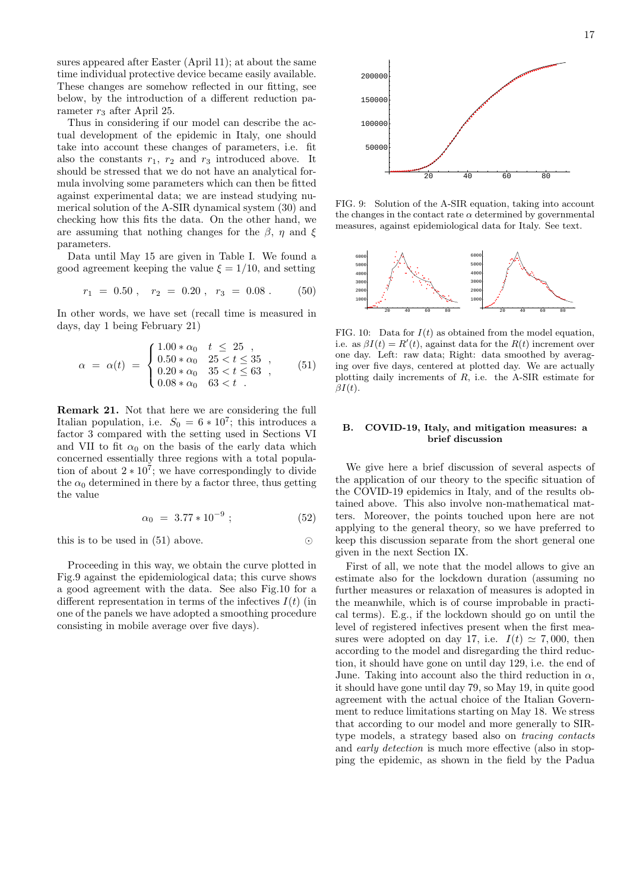sures appeared after Easter (April 11); at about the same time individual protective device became easily available. These changes are somehow reflected in our fitting, see below, by the introduction of a different reduction parameter $r_3$ after April 25.

Thus in considering if our model can describe the actual development of the epidemic in Italy, one should take into account these changes of parameters, i.e. fit also the constants $r_1$, $r_2$ and $r_3$ introduced above. It should be stressed that we do not have an analytical formula involving some parameters which can then be fitted against experimental data; we are instead studying numerical solution of the A-SIR dynamical system (30) and checking how this fits the data. On the other hand, we are assuming that nothing changes for the $\beta$, $\eta$ and $\xi$ parameters.

Data until May 15 are given in Table I. We found a good agreement keeping the value $\xi = 1/10$, and setting

$$r_1 \ = \ 0.50 \ , \quad r_2 \ = \ 0.20 \ , \quad r_3 \ = \ 0.08 \ . \tag{50}$$

In other words, we have set (recall time is measured in days, day 1 being February 21)

$$\alpha \ = \ \alpha(t) \ = \ \begin{cases} 1.00 * \alpha_0 & t \ \leq \ 25 \ , \\ 0.50 * \alpha_0 & 25 < t \leq 35 \ , \\ 0.20 * \alpha_0 & 35 < t \leq 63 \ , \\ 0.08 * \alpha_0 & 63 < t \ . \end{cases} \tag{51}$$

**Remark 21.** Not that here we are considering the full Italian population, i.e. $S_0 = 6 * 10^7$; this introduces a factor 3 compared with the setting used in Sections VI and VII to fit $\alpha_0$ on the basis of the early data which concerned essentially three regions with a total population of about $2 * 10^7$; we have correspondingly to divide the $\alpha_0$ determined in there by a factor three, thus getting the value

$$\alpha_0 \ = \ 3.77 * 10^{-9} \ ; \tag{52}$$

this is to be used in (51) above. ⊙

Proceeding in this way, we obtain the curve plotted in Fig.9 against the epidemiological data; this curve shows a good agreement with the data. See also Fig.10 for a different representation in terms of the infectives $I(t)$ (in one of the panels we have adopted a smoothing procedure consisting in mobile average over five days).

FIG. 9: Solution of the A-SIR equation, taking into account the changes in the contact rate $\alpha$ determined by governmental measures, against epidemiological data for Italy. See text.

FIG. 10: Data for $I(t)$ as obtained from the model equation, i.e. as $\beta I(t) = R'(t)$, against data for the $R(t)$ increment over one day. Left: raw data; Right: data smoothed by averaging over five days, centered at plotted day. We are actually plotting daily increments of $R$, i.e. the A-SIR estimate for $\beta I(t)$.

## B. COVID-19, Italy, and mitigation measures: a brief discussion

We give here a brief discussion of several aspects of the application of our theory to the specific situation of the COVID-19 epidemics in Italy, and of the results obtained above. This also involve non-mathematical matters. Moreover, the points touched upon here are not applying to the general theory, so we have preferred to keep this discussion separate from the short general one given in the next Section IX.

First of all, we note that the model allows to give an estimate also for the lockdown duration (assuming no further measures or relaxation of measures is adopted in the meanwhile, which is of course improbable in practical terms). E.g., if the lockdown should go on until the level of registered infectives present when the first measures were adopted on day 17, i.e. $I(t) \simeq 7,000$, then according to the model and disregarding the third reduction, it should have gone on until day 129, i.e. the end of June. Taking into account also the third reduction in $\alpha$, it should have gone until day 79, so May 19, in quite good agreement with the actual choice of the Italian Government to reduce limitations starting on May 18. We stress that according to our model and more generally to SIR-type models, a strategy based also on *tracing contacts* and *early detection* is much more effective (also in stopping the epidemic, as shown in the field by the Padua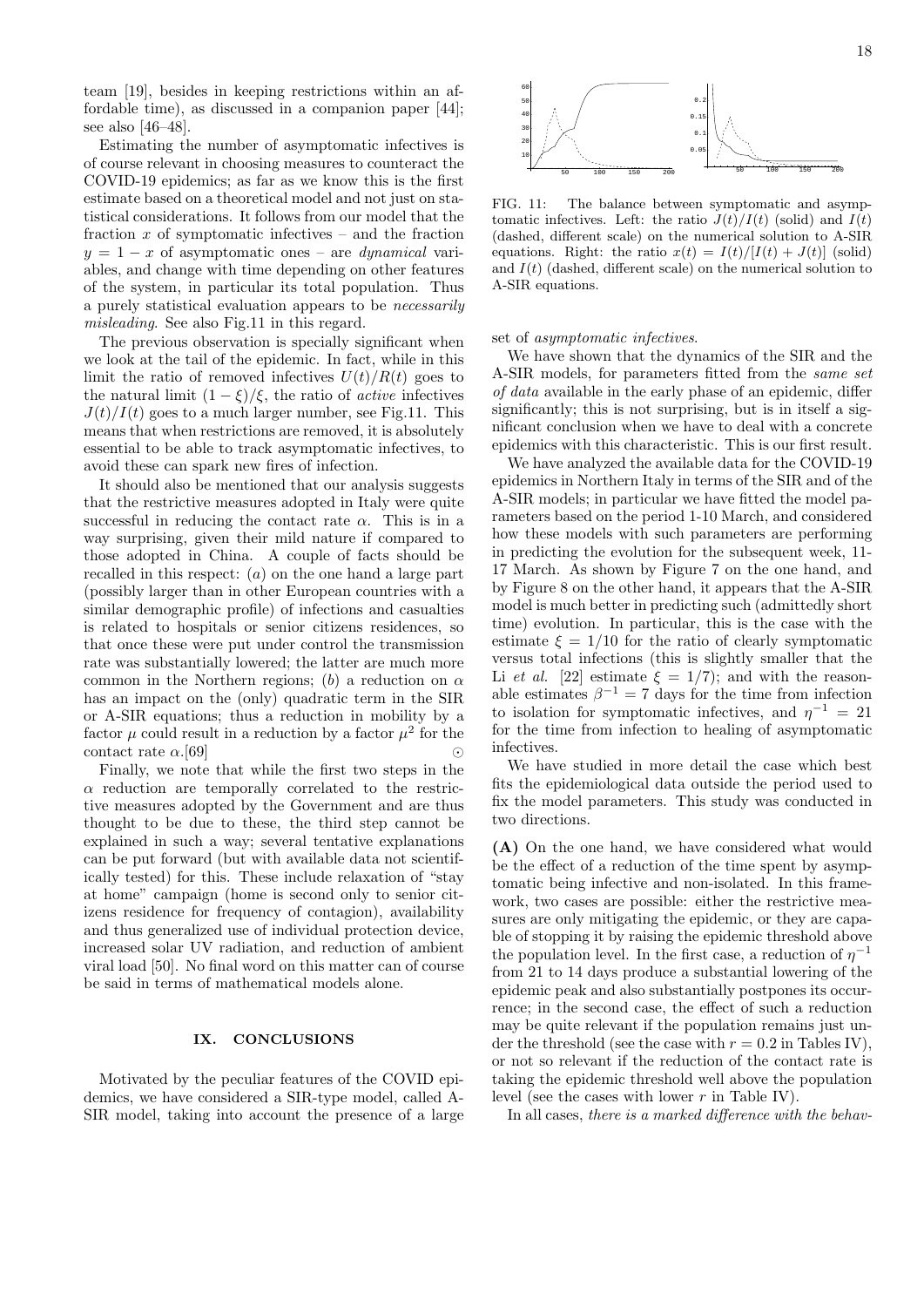team [19], besides in keeping restrictions within an affordable time), as discussed in a companion paper [44]; see also [46–48].

Estimating the number of asymptomatic infectives is of course relevant in choosing measures to counteract the COVID-19 epidemics; as far as we know this is the first estimate based on a theoretical model and not just on statistical considerations. It follows from our model that the fraction $x$ of symptomatic infectives – and the fraction $y = 1 - x$ of asymptomatic ones – are *dynamical* variables, and change with time depending on other features of the system, in particular its total population. Thus a purely statistical evaluation appears to be *necessarily misleading*. See also Fig.11 in this regard.

The previous observation is specially significant when we look at the tail of the epidemic. In fact, while in this limit the ratio of removed infectives $U(t)/R(t)$ goes to the natural limit $(1-\xi)/\xi$, the ratio of *active* infectives $J(t)/I(t)$ goes to a much larger number, see Fig.11. This means that when restrictions are removed, it is absolutely essential to be able to track asymptomatic infectives, to avoid these can spark new fires of infection.

It should also be mentioned that our analysis suggests that the restrictive measures adopted in Italy were quite successful in reducing the contact rate $\alpha$. This is in a way surprising, given their mild nature if compared to those adopted in China. A couple of facts should be recalled in this respect: (*a*) on the one hand a large part (possibly larger than in other European countries with a similar demographic profile) of infections and casualties is related to hospitals or senior citizens residences, so that once these were put under control the transmission rate was substantially lowered; the latter are much more common in the Northern regions; (*b*) a reduction on $\alpha$ has an impact on the (only) quadratic term in the SIR or A-SIR equations; thus a reduction in mobility by a factor $\mu$ could result in a reduction by a factor $\mu^2$ for the contact rate $\alpha$.[69] $\odot$

Finally, we note that while the first two steps in the $\alpha$ reduction are temporally correlated to the restrictive measures adopted by the Government and are thus thought to be due to these, the third step cannot be explained in such a way; several tentative explanations can be put forward (but with available data not scientifically tested) for this. These include relaxation of "stay at home" campaign (home is second only to senior citizens residence for frequency of contagion), availability and thus generalized use of individual protection device, increased solar UV radiation, and reduction of ambient viral load [50]. No final word on this matter can of course be said in terms of mathematical models alone.

## IX. CONCLUSIONS

Motivated by the peculiar features of the COVID epidemics, we have considered a SIR-type model, called A-SIR model, taking into account the presence of a large set of *asymptomatic infectives*.

FIG. 11: The balance between symptomatic and asymptomatic infectives. Left: the ratio $J(t)/I(t)$ (solid) and $I(t)$ (dashed, different scale) on the numerical solution to A-SIR equations. Right: the ratio $x(t) = I(t)/[I(t) + J(t)]$ (solid) and $I(t)$ (dashed, different scale) on the numerical solution to A-SIR equations.

We have shown that the dynamics of the SIR and the A-SIR models, for parameters fitted from the *same set of data* available in the early phase of an epidemic, differ significantly; this is not surprising, but is in itself a significant conclusion when we have to deal with a concrete epidemics with this characteristic. This is our first result.

We have analyzed the available data for the COVID-19 epidemics in Northern Italy in terms of the SIR and of the A-SIR models; in particular we have fitted the model parameters based on the period 1-10 March, and considered how these models with such parameters are performing in predicting the evolution for the subsequent week, 11-17 March. As shown by Figure 7 on the one hand, and by Figure 8 on the other hand, it appears that the A-SIR model is much better in predicting such (admittedly short time) evolution. In particular, this is the case with the estimate $\xi = 1/10$ for the ratio of clearly symptomatic versus total infections (this is slightly smaller that the Li *et al.* [22] estimate $\xi = 1/7$); and with the reasonable estimates $\beta^{-1} = 7$ days for the time from infection to isolation for symptomatic infectives, and $\eta^{-1} = 21$ for the time from infection to healing of asymptomatic infectives.

We have studied in more detail the case which best fits the epidemiological data outside the period used to fix the model parameters. This study was conducted in two directions.

**(A)** On the one hand, we have considered what would be the effect of a reduction of the time spent by asymptomatic being infective and non-isolated. In this framework, two cases are possible: either the restrictive measures are only mitigating the epidemic, or they are capable of stopping it by raising the epidemic threshold above the population level. In the first case, a reduction of $\eta^{-1}$ from 21 to 14 days produce a substantial lowering of the epidemic peak and also substantially postpones its occurrence; in the second case, the effect of such a reduction may be quite relevant if the population remains just under the threshold (see the case with $r = 0.2$ in Tables IV), or not so relevant if the reduction of the contact rate is taking the epidemic threshold well above the population level (see the cases with lower $r$ in Table IV).

In all cases, *there is a marked difference with the behav-*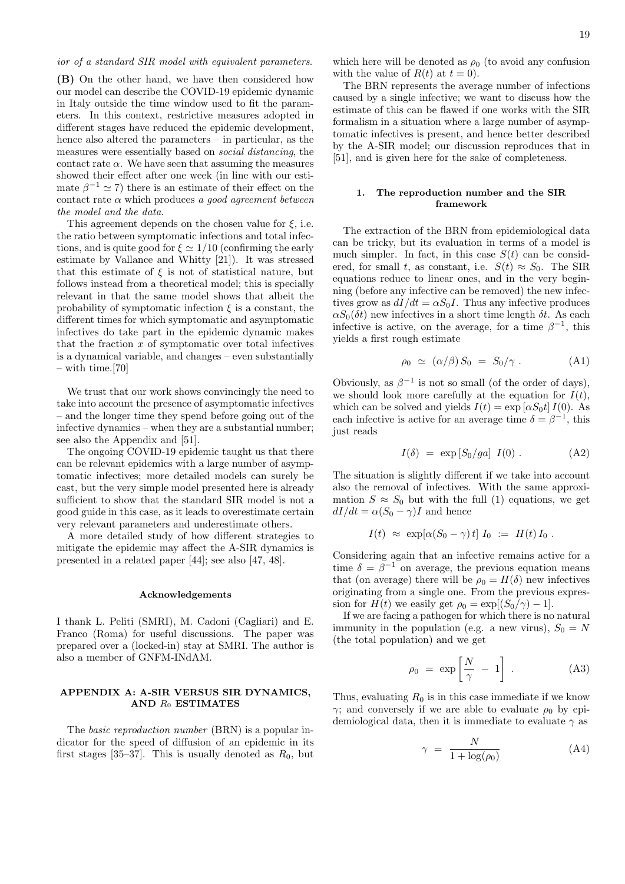*ior of a standard SIR model with equivalent parameters.*

**(B)** On the other hand, we have then considered how our model can describe the COVID-19 epidemic dynamic in Italy outside the time window used to fit the parameters. In this context, restrictive measures adopted in different stages have reduced the epidemic development, hence also altered the parameters – in particular, as the measures were essentially based on *social distancing*, the contact rate $\alpha$. We have seen that assuming the measures showed their effect after one week (in line with our estimate $\beta^{-1} \simeq 7$) there is an estimate of their effect on the contact rate $\alpha$ which produces *a good agreement between the model and the data.*

This agreement depends on the chosen value for $\xi$, i.e. the ratio between symptomatic infections and total infections, and is quite good for $\xi \simeq 1/10$ (confirming the early estimate by Vallance and Whitty [21]). It was stressed that this estimate of $\xi$ is not of statistical nature, but follows instead from a theoretical model; this is specially relevant in that the same model shows that albeit the probability of symptomatic infection $\xi$ is a constant, the different times for which symptomatic and asymptomatic infectives do take part in the epidemic dynamic makes that the fraction $x$ of symptomatic over total infectives is a dynamical variable, and changes – even substantially – with time.[70]

We trust that our work shows convincingly the need to take into account the presence of asymptomatic infectives – and the longer time they spend before going out of the infective dynamics – when they are a substantial number; see also the Appendix and [51].

The ongoing COVID-19 epidemic taught us that there can be relevant epidemics with a large number of asymptomatic infectives; more detailed models can surely be cast, but the very simple model presented here is already sufficient to show that the standard SIR model is not a good guide in this case, as it leads to overestimate certain very relevant parameters and underestimate others.

A more detailed study of how different strategies to mitigate the epidemic may affect the A-SIR dynamics is presented in a related paper [44]; see also [47, 48].

## Acknowledgements

I thank L. Peliti (SMRI), M. Cadoni (Cagliari) and E. Franco (Roma) for useful discussions. The paper was prepared over a (locked-in) stay at SMRI. The author is also a member of GNFM-INdAM.

## APPENDIX A: A-SIR VERSUS SIR DYNAMICS, AND $R_0$ ESTIMATES

The *basic reproduction number* (BRN) is a popular indicator for the speed of diffusion of an epidemic in its first stages [35–37]. This is usually denoted as $R_0$, but which here will be denoted as $\rho_0$ (to avoid any confusion with the value of $R(t)$ at $t = 0$).

The BRN represents the average number of infections caused by a single infective; we want to discuss how the estimate of this can be flawed if one works with the SIR formalism in a situation where a large number of asymptomatic infectives is present, and hence better described by the A-SIR model; our discussion reproduces that in [51], and is given here for the sake of completeness.

### 1. The reproduction number and the SIR framework

The extraction of the BRN from epidemiological data can be tricky, but its evaluation in terms of a model is much simpler. In fact, in this case $S(t)$ can be considered, for small $t$, as constant, i.e. $S(t) \approx S_0$. The SIR equations reduce to linear ones, and in the very beginning (before any infective can be removed) the new infectives grow as $dI/dt = \alpha S_0 I$. Thus any infective produces $\alpha S_0 (\delta t)$ new infectives in a short time length $\delta t$. As each infective is active, on the average, for a time $\beta^{-1}$, this yields a first rough estimate

$$\rho_0 \ \simeq \ (\alpha/\beta)\, S_0 \ = \ S_0/\gamma \ . \tag{A1}$$

Obviously, as $\beta^{-1}$ is not so small (of the order of days), we should look more carefully at the equation for $I(t)$, which can be solved and yields $I(t) = \exp\left[\alpha S_0 t\right] I(0)$. As each infective is active for an average time $\delta = \beta^{-1}$, this just reads

$$I(\delta) \ = \ \exp\left[S_0/ga\right] \ I(0) \ . \tag{A2}$$

The situation is slightly different if we take into account also the removal of infectives. With the same approximation $S \approx S_0$ but with the full (1) equations, we get $dI/dt = \alpha(S_0 - \gamma)I$ and hence

$$I(t) \ \approx \ \exp[\alpha(S_0 - \gamma)\, t] \ I_0 \ := \ H(t)\, I_0 \ .$$

Considering again that an infective remains active for a time $\delta = \beta^{-1}$ on average, the previous equation means that (on average) there will be $\rho_0 = H(\delta)$ new infectives originating from a single one. From the previous expression for $H(t)$ we easily get $\rho_0 = \exp[(S_0/\gamma) - 1]$.

If we are facing a pathogen for which there is no natural immunity in the population (e.g. a new virus), $S_0 = N$ (the total population) and we get

$$\rho_0 \ = \ \exp\left[\frac{N}{\gamma} \ - \ 1\right] \ . \tag{A3}$$

Thus, evaluating $R_0$ is in this case immediate if we know $\gamma$; and conversely if we are able to evaluate $\rho_0$ by epidemiological data, then it is immediate to evaluate $\gamma$ as

$$\gamma \ = \ \frac{N}{1 + \log(\rho_0)} \tag{A4}$$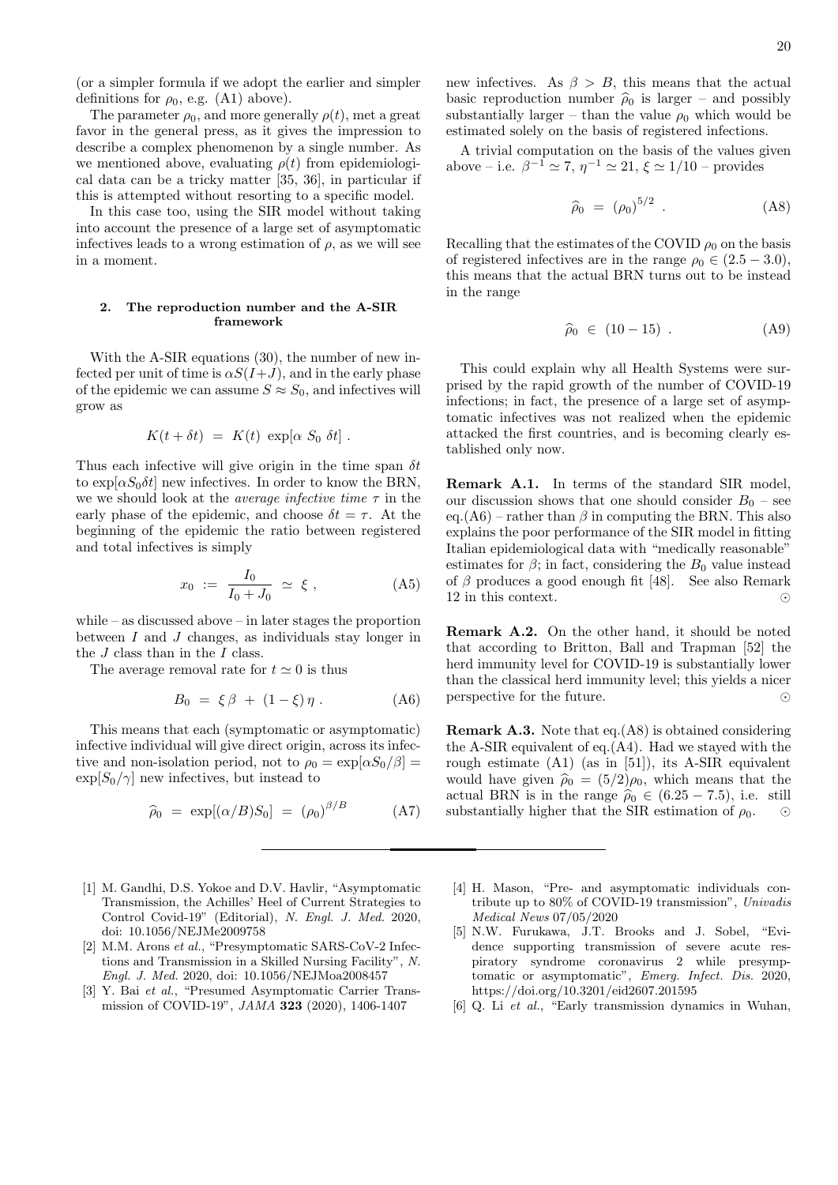(or a simpler formula if we adopt the earlier and simpler definitions for $\rho_0$, e.g. (A1) above).

The parameter $\rho_0$, and more generally $\rho(t)$, met a great favor in the general press, as it gives the impression to describe a complex phenomenon by a single number. As we mentioned above, evaluating $\rho(t)$ from epidemiological data can be a tricky matter [35, 36], in particular if this is attempted without resorting to a specific model.

In this case too, using the SIR model without taking into account the presence of a large set of asymptomatic infectives leads to a wrong estimation of $\rho$, as we will see in a moment.

### 2. The reproduction number and the A-SIR framework

With the A-SIR equations (30), the number of new infected per unit of time is $\alpha S(I+J)$, and in the early phase of the epidemic we can assume $S \approx S_0$, and infectives will grow as

$$K(t + \delta t) = K(t) \exp[\alpha S_0 \delta t] .$$

Thus each infective will give origin in the time span $\delta t$ to $\exp[\alpha S_0 \delta t]$ new infectives. In order to know the BRN, we we should look at the *average infective time* $\tau$ in the early phase of the epidemic, and choose $\delta t = \tau$. At the beginning of the epidemic the ratio between registered and total infectives is simply

$$x_0 := \frac{I_0}{I_0 + J_0} \simeq \xi , \tag{A5}$$

while – as discussed above – in later stages the proportion between $I$ and $J$ changes, as individuals stay longer in the $J$ class than in the $I$ class.

The average removal rate for $t \simeq 0$ is thus

$$B_0 = \xi \beta + (1 - \xi) \eta . \tag{A6}$$

This means that each (symptomatic or asymptomatic) infective individual will give direct origin, across its infective and non-isolation period, not to $\rho_0 = \exp[\alpha S_0/\beta] = \exp[S_0/\gamma]$ new infectives, but instead to

$$\widehat{\rho}_0 = \exp[(\alpha/B)S_0] = (\rho_0)^{\beta/B} \tag{A7}$$

new infectives. As $\beta > B$, this means that the actual basic reproduction number $\widehat{\rho}_0$ is larger – and possibly substantially larger – than the value $\rho_0$ which would be estimated solely on the basis of registered infections.

A trivial computation on the basis of the values given above – i.e. $\beta^{-1} \simeq 7$, $\eta^{-1} \simeq 21$, $\xi \simeq 1/10$ – provides

$$\widehat{\rho}_0 = (\rho_0)^{5/2} . \tag{A8}$$

Recalling that the estimates of the COVID $\rho_0$ on the basis of registered infectives are in the range $\rho_0 \in (2.5 - 3.0)$, this means that the actual BRN turns out to be instead in the range

$$\widehat{\rho}_0 \in (10 - 15) . \tag{A9}$$

This could explain why all Health Systems were surprised by the rapid growth of the number of COVID-19 infections; in fact, the presence of a large set of asymptomatic infectives was not realized when the epidemic attacked the first countries, and is becoming clearly established only now.

**Remark A.1.** In terms of the standard SIR model, our discussion shows that one should consider $B_0$ – see eq.(A6) – rather than $\beta$ in computing the BRN. This also explains the poor performance of the SIR model in fitting Italian epidemiological data with "medically reasonable" estimates for $\beta$; in fact, considering the $B_0$ value instead of $\beta$ produces a good enough fit [48]. See also Remark 12 in this context. ⊙

**Remark A.2.** On the other hand, it should be noted that according to Britton, Ball and Trapman [52] the herd immunity level for COVID-19 is substantially lower than the classical herd immunity level; this yields a nicer perspective for the future. ⊙

**Remark A.3.** Note that eq.(A8) is obtained considering the A-SIR equivalent of eq.(A4). Had we stayed with the rough estimate (A1) (as in [51]), its A-SIR equivalent would have given $\widehat{\rho}_0 = (5/2)\rho_0$, which means that the actual BRN is in the range $\widehat{\rho}_0 \in (6.25 - 7.5)$, i.e. still substantially higher that the SIR estimation of $\rho_0$. ⊙

---

[1] M. Gandhi, D.S. Yokoe and D.V. Havlir, "Asymptomatic Transmission, the Achilles' Heel of Current Strategies to Control Covid-19" (Editorial), *N. Engl. J. Med.* 2020, doi: 10.1056/NEJMe2009758

[2] M.M. Arons *et al.*, "Presymptomatic SARS-CoV-2 Infections and Transmission in a Skilled Nursing Facility", *N. Engl. J. Med.* 2020, doi: 10.1056/NEJMoa2008457

[3] Y. Bai *et al.*, "Presumed Asymptomatic Carrier Transmission of COVID-19", *JAMA* **323** (2020), 1406-1407

[4] H. Mason, "Pre- and asymptomatic individuals contribute up to 80% of COVID-19 transmission", *Univadis Medical News* 07/05/2020

[5] N.W. Furukawa, J.T. Brooks and J. Sobel, "Evidence supporting transmission of severe acute respiratory syndrome coronavirus 2 while presymptomatic or asymptomatic", *Emerg. Infect. Dis.* 2020, https://doi.org/10.3201/eid2607.201595

[6] Q. Li *et al.*, "Early transmission dynamics in Wuhan,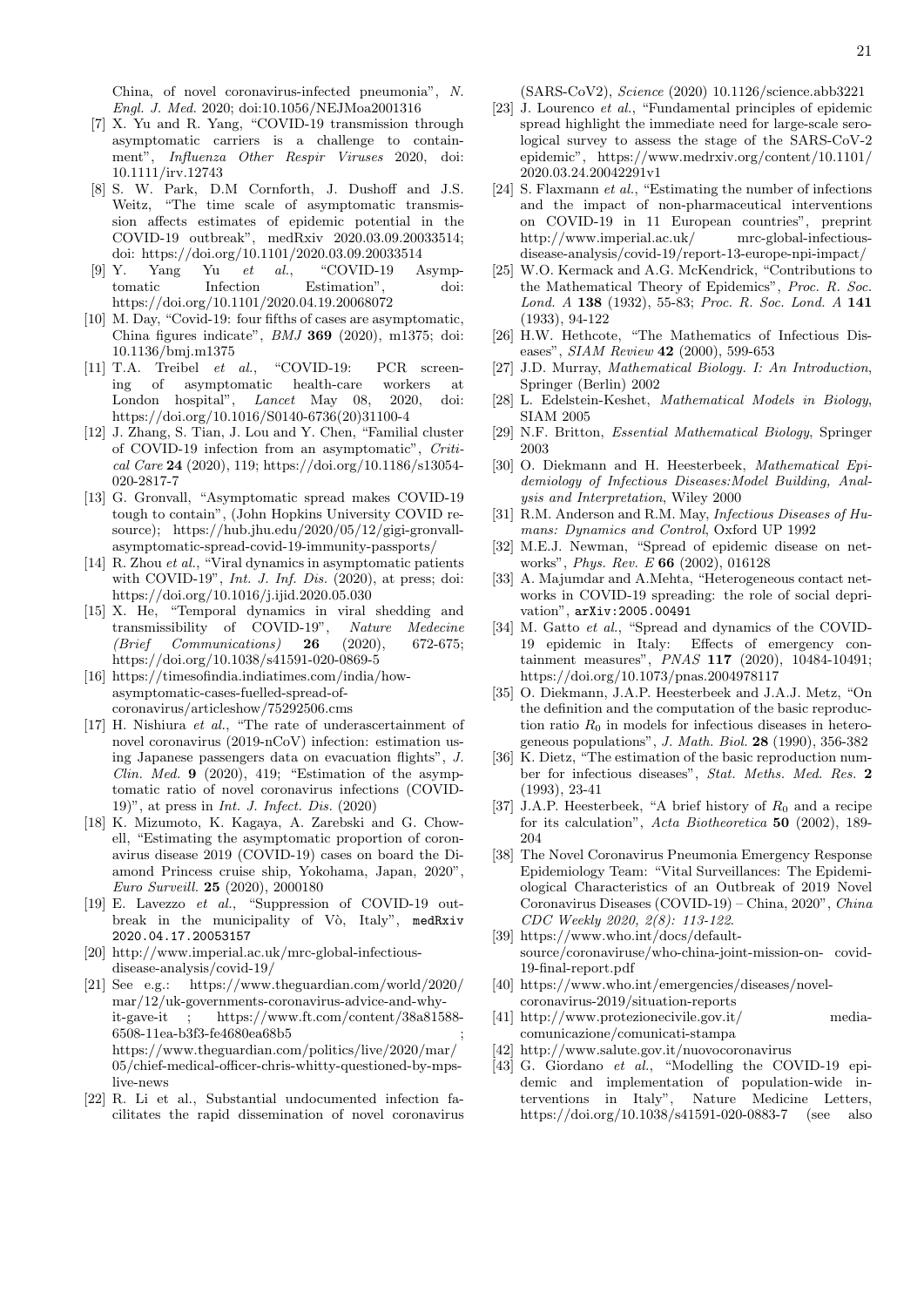China, of novel coronavirus-infected pneumonia", *N. Engl. J. Med.* 2020; doi:10.1056/NEJMoa2001316

[7] X. Yu and R. Yang, "COVID-19 transmission through asymptomatic carriers is a challenge to containment", *Influenza Other Respir Viruses* 2020, doi: 10.1111/irv.12743

[8] S. W. Park, D.M Cornforth, J. Dushoff and J.S. Weitz, "The time scale of asymptomatic transmission affects estimates of epidemic potential in the COVID-19 outbreak", medRxiv 2020.03.09.20033514; doi: https://doi.org/10.1101/2020.03.09.20033514

[9] Y. Yang Yu *et al.*, "COVID-19 Asymptomatic Infection Estimation", doi: https://doi.org/10.1101/2020.04.19.20068072

[10] M. Day, "Covid-19: four fifths of cases are asymptomatic, China figures indicate", *BMJ* **369** (2020), m1375; doi: 10.1136/bmj.m1375

[11] T.A. Treibel *et al.*, "COVID-19: PCR screening of asymptomatic health-care workers at London hospital", *Lancet* May 08, 2020, doi: https://doi.org/10.1016/S0140-6736(20)31100-4

[12] J. Zhang, S. Tian, J. Lou and Y. Chen, "Familial cluster of COVID-19 infection from an asymptomatic", *Critical Care* **24** (2020), 119; https://doi.org/10.1186/s13054-020-2817-7

[13] G. Gronvall, "Asymptomatic spread makes COVID-19 tough to contain", (John Hopkins University COVID resource); https://hub.jhu.edu/2020/05/12/gigi-gronvall-asymptomatic-spread-covid-19-immunity-passports/

[14] R. Zhou *et al.*, "Viral dynamics in asymptomatic patients with COVID-19", *Int. J. Inf. Dis.* (2020), at press; doi: https://doi.org/10.1016/j.ijid.2020.05.030

[15] X. He, "Temporal dynamics in viral shedding and transmissibility of COVID-19", *Nature Medecine (Brief Communications)* **26** (2020), 672-675; https://doi.org/10.1038/s41591-020-0869-5

[16] https://timesofindia.indiatimes.com/india/how-asymptomatic-cases-fuelled-spread-of-coronavirus/articleshow/75292506.cms

[17] H. Nishiura *et al.*, "The rate of underascertainment of novel coronavirus (2019-nCoV) infection: estimation using Japanese passengers data on evacuation flights", *J. Clin. Med.* **9** (2020), 419; "Estimation of the asymptomatic ratio of novel coronavirus infections (COVID-19)", at press in *Int. J. Infect. Dis.* (2020)

[18] K. Mizumoto, K. Kagaya, A. Zarebski and G. Chowell, "Estimating the asymptomatic proportion of coronavirus disease 2019 (COVID-19) cases on board the Diamond Princess cruise ship, Yokohama, Japan, 2020", *Euro Surveill.* **25** (2020), 2000180

[19] E. Lavezzo *et al.*, "Suppression of COVID-19 outbreak in the municipality of Vò, Italy", medRxiv 2020.04.17.20053157

[20] http://www.imperial.ac.uk/mrc-global-infectious-disease-analysis/covid-19/

[21] See e.g.: https://www.theguardian.com/world/2020/mar/12/uk-governments-coronavirus-advice-and-why-it-gave-it ; https://www.ft.com/content/38a81588-6508-11ea-b3f3-fe4680ea68b5 ; https://www.theguardian.com/politics/live/2020/mar/05/chief-medical-officer-chris-whitty-questioned-by-mps-live-news

[22] R. Li et al., Substantial undocumented infection facilitates the rapid dissemination of novel coronavirus (SARS-CoV2), *Science* (2020) 10.1126/science.abb3221

[23] J. Lourenco *et al.*, "Fundamental principles of epidemic spread highlight the immediate need for large-scale serological survey to assess the stage of the SARS-CoV-2 epidemic", https://www.medrxiv.org/content/10.1101/2020.03.24.20042291v1

[24] S. Flaxmann *et al.*, "Estimating the number of infections and the impact of non-pharmaceutical interventions on COVID-19 in 11 European countries", preprint http://www.imperial.ac.uk/ mrc-global-infectious-disease-analysis/covid-19/report-13-europe-npi-impact/

[25] W.O. Kermack and A.G. McKendrick, "Contributions to the Mathematical Theory of Epidemics", *Proc. R. Soc. Lond. A* **138** (1932), 55-83; *Proc. R. Soc. Lond. A* **141** (1933), 94-122

[26] H.W. Hethcote, "The Mathematics of Infectious Diseases", *SIAM Review* **42** (2000), 599-653

[27] J.D. Murray, *Mathematical Biology. I: An Introduction*, Springer (Berlin) 2002

[28] L. Edelstein-Keshet, *Mathematical Models in Biology*, SIAM 2005

[29] N.F. Britton, *Essential Mathematical Biology*, Springer 2003

[30] O. Diekmann and H. Heesterbeek, *Mathematical Epidemiology of Infectious Diseases:Model Building, Analysis and Interpretation*, Wiley 2000

[31] R.M. Anderson and R.M. May, *Infectious Diseases of Humans: Dynamics and Control*, Oxford UP 1992

[32] M.E.J. Newman, "Spread of epidemic disease on networks", *Phys. Rev. E* **66** (2002), 016128

[33] A. Majumdar and A.Mehta, "Heterogeneous contact networks in COVID-19 spreading: the role of social deprivation", arXiv:2005.00491

[34] M. Gatto *et al.*, "Spread and dynamics of the COVID-19 epidemic in Italy: Effects of emergency containment measures", *PNAS* **117** (2020), 10484-10491; https://doi.org/10.1073/pnas.2004978117

[35] O. Diekmann, J.A.P. Heesterbeek and J.A.J. Metz, "On the definition and the computation of the basic reproduction ratio $R_0$ in models for infectious diseases in heterogeneous populations", *J. Math. Biol.* **28** (1990), 356-382

[36] K. Dietz, "The estimation of the basic reproduction number for infectious diseases", *Stat. Meths. Med. Res.* **2** (1993), 23-41

[37] J.A.P. Heesterbeek, "A brief history of $R_0$ and a recipe for its calculation", *Acta Biotheoretica* **50** (2002), 189-204

[38] The Novel Coronavirus Pneumonia Emergency Response Epidemiology Team: "Vital Surveillances: The Epidemiological Characteristics of an Outbreak of 2019 Novel Coronavirus Diseases (COVID-19) – China, 2020", *China CDC Weekly 2020, 2(8): 113-122*.

[39] https://www.who.int/docs/default-source/coronaviruse/who-china-joint-mission-on-covid-19-final-report.pdf

[40] https://www.who.int/emergencies/diseases/novel-coronavirus-2019/situation-reports

[41] http://www.protezionecivile.gov.it/ media-comunicazione/comunicati-stampa

[42] http://www.salute.gov.it/nuovocoronavirus

[43] G. Giordano *et al.*, "Modelling the COVID-19 epidemic and implementation of population-wide interventions in Italy", Nature Medicine Letters, https://doi.org/10.1038/s41591-020-0883-7 (see also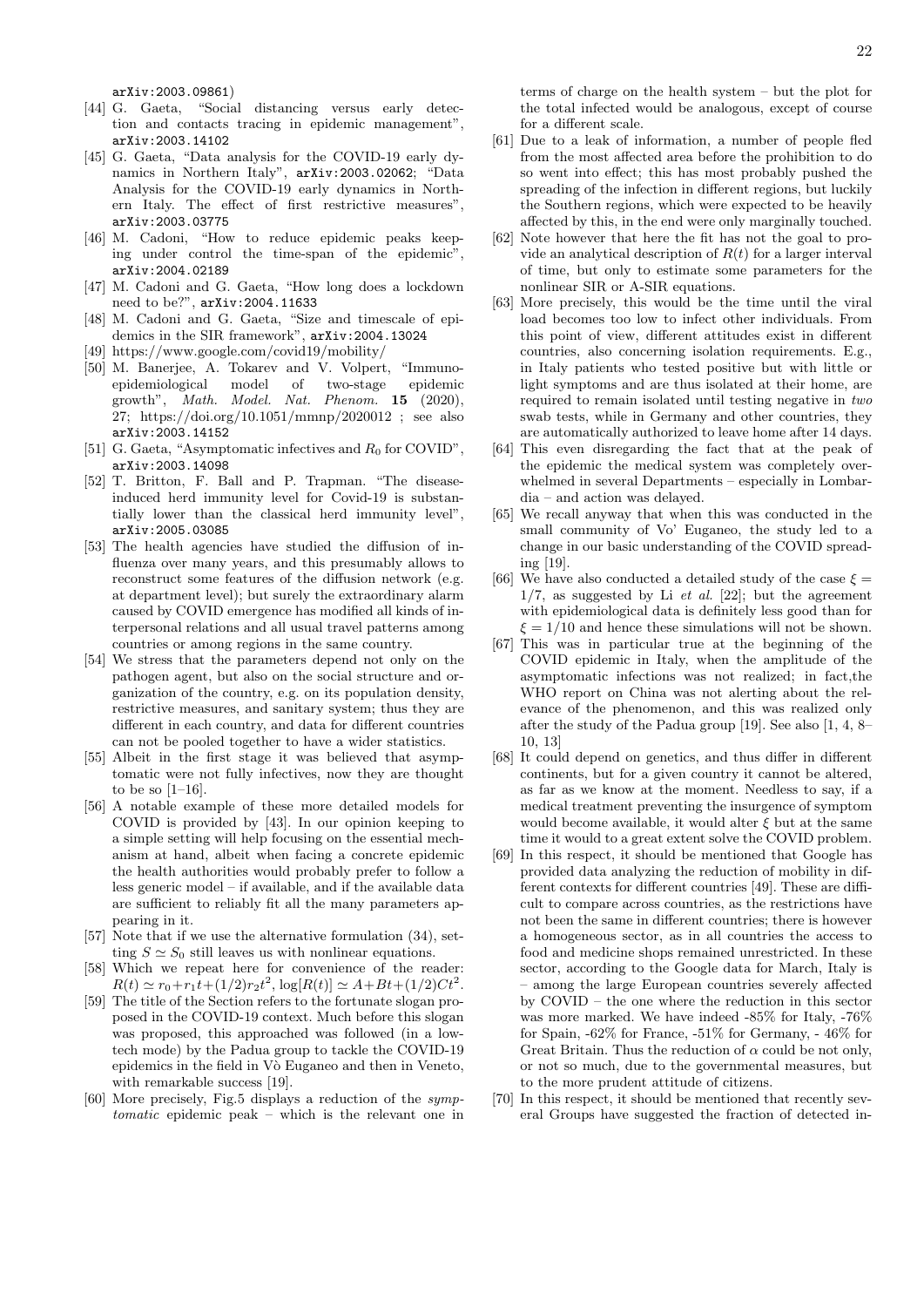arXiv:2003.09861)

[44] G. Gaeta, "Social distancing versus early detection and contacts tracing in epidemic management", arXiv:2003.14102

[45] G. Gaeta, "Data analysis for the COVID-19 early dynamics in Northern Italy", arXiv:2003.02062; "Data Analysis for the COVID-19 early dynamics in Northern Italy. The effect of first restrictive measures", arXiv:2003.03775

[46] M. Cadoni, "How to reduce epidemic peaks keeping under control the time-span of the epidemic", arXiv:2004.02189

[47] M. Cadoni and G. Gaeta, "How long does a lockdown need to be?", arXiv:2004.11633

[48] M. Cadoni and G. Gaeta, "Size and timescale of epidemics in the SIR framework", arXiv:2004.13024

[49] https://www.google.com/covid19/mobility/

[50] M. Banerjee, A. Tokarev and V. Volpert, "Immuno-epidemiological model of two-stage epidemic growth", *Math. Model. Nat. Phenom.* **15** (2020), 27; https://doi.org/10.1051/mmnp/2020012 ; see also arXiv:2003.14152

[51] G. Gaeta, "Asymptomatic infectives and $R_0$ for COVID", arXiv:2003.14098

[52] T. Britton, F. Ball and P. Trapman. "The disease-induced herd immunity level for Covid-19 is substantially lower than the classical herd immunity level", arXiv:2005.03085

[53] The health agencies have studied the diffusion of influenza over many years, and this presumably allows to reconstruct some features of the diffusion network (e.g. at department level); but surely the extraordinary alarm caused by COVID emergence has modified all kinds of interpersonal relations and all usual travel patterns among countries or among regions in the same country.

[54] We stress that the parameters depend not only on the pathogen agent, but also on the social structure and organization of the country, e.g. on its population density, restrictive measures, and sanitary system; thus they are different in each country, and data for different countries can not be pooled together to have a wider statistics.

[55] Albeit in the first stage it was believed that asymptomatic were not fully infectives, now they are thought to be so [1–16].

[56] A notable example of these more detailed models for COVID is provided by [43]. In our opinion keeping to a simple setting will help focusing on the essential mechanism at hand, albeit when facing a concrete epidemic the health authorities would probably prefer to follow a less generic model – if available, and if the available data are sufficient to reliably fit all the many parameters appearing in it.

[57] Note that if we use the alternative formulation (34), setting $S \simeq S_0$ still leaves us with nonlinear equations.

[58] Which we repeat here for convenience of the reader: $R(t) \simeq r_0 + r_1 t + (1/2) r_2 t^2$, $\log[R(t)] \simeq A + Bt + (1/2) C t^2$.

[59] The title of the Section refers to the fortunate slogan proposed in the COVID-19 context. Much before this slogan was proposed, this approached was followed (in a low-tech mode) by the Padua group to tackle the COVID-19 epidemics in the field in Vò Euganeo and then in Veneto, with remarkable success [19].

[60] More precisely, Fig.5 displays a reduction of the *symptomatic* epidemic peak – which is the relevant one in terms of charge on the health system – but the plot for the total infected would be analogous, except of course for a different scale.

[61] Due to a leak of information, a number of people fled from the most affected area before the prohibition to do so went into effect; this has most probably pushed the spreading of the infection in different regions, but luckily the Southern regions, which were expected to be heavily affected by this, in the end were only marginally touched.

[62] Note however that here the fit has not the goal to provide an analytical description of $R(t)$ for a larger interval of time, but only to estimate some parameters for the nonlinear SIR or A-SIR equations.

[63] More precisely, this would be the time until the viral load becomes too low to infect other individuals. From this point of view, different attitudes exist in different countries, also concerning isolation requirements. E.g., in Italy patients who tested positive but with little or light symptoms and are thus isolated at their home, are required to remain isolated until testing negative in *two* swab tests, while in Germany and other countries, they are automatically authorized to leave home after 14 days.

[64] This even disregarding the fact that at the peak of the epidemic the medical system was completely overwhelmed in several Departments – especially in Lombardia – and action was delayed.

[65] We recall anyway that when this was conducted in the small community of Vo' Euganeo, the study led to a change in our basic understanding of the COVID spreading [19].

[66] We have also conducted a detailed study of the case $\xi = 1/7$, as suggested by Li *et al.* [22]; but the agreement with epidemiological data is definitely less good than for $\xi = 1/10$ and hence these simulations will not be shown.

[67] This was in particular true at the beginning of the COVID epidemic in Italy, when the amplitude of the asymptomatic infections was not realized; in fact,the WHO report on China was not alerting about the relevance of the phenomenon, and this was realized only after the study of the Padua group [19]. See also [1, 4, 8–10, 13]

[68] It could depend on genetics, and thus differ in different continents, but for a given country it cannot be altered, as far as we know at the moment. Needless to say, if a medical treatment preventing the insurgence of symptom would become available, it would alter $\xi$ but at the same time it would to a great extent solve the COVID problem.

[69] In this respect, it should be mentioned that Google has provided data analyzing the reduction of mobility in different contexts for different countries [49]. These are difficult to compare across countries, as the restrictions have not been the same in different countries; there is however a homogeneous sector, as in all countries the access to food and medicine shops remained unrestricted. In these sector, according to the Google data for March, Italy is – among the large European countries severely affected by COVID – the one where the reduction in this sector was more marked. We have indeed -85% for Italy, -76% for Spain, -62% for France, -51% for Germany, - 46% for Great Britain. Thus the reduction of $\alpha$ could be not only, or not so much, due to the governmental measures, but to the more prudent attitude of citizens.

[70] In this respect, it should be mentioned that recently several Groups have suggested the fraction of detected in-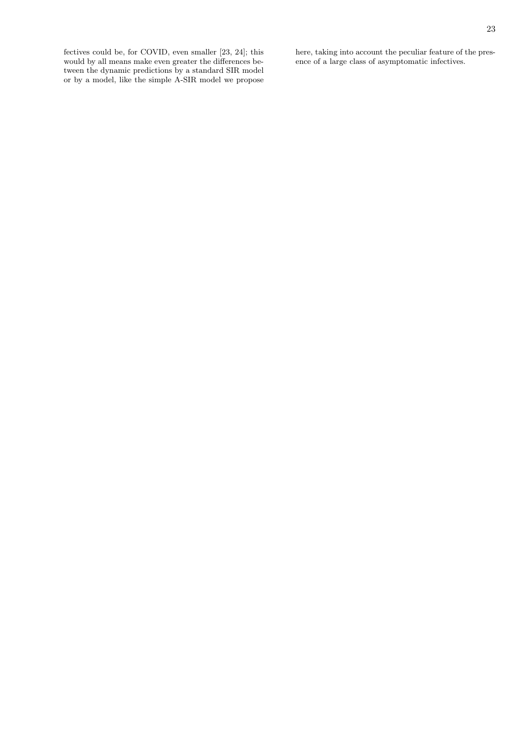fectives could be, for COVID, even smaller [23, 24]; this would by all means make even greater the differences between the dynamic predictions by a standard SIR model or by a model, like the simple A-SIR model we propose here, taking into account the peculiar feature of the presence of a large class of asymptomatic infectives.